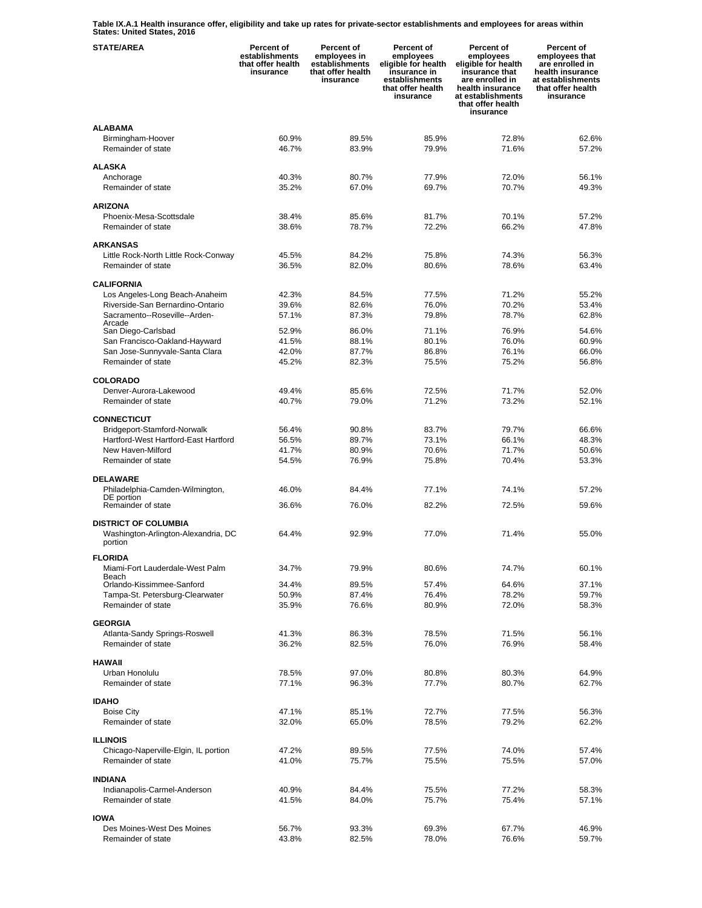**Table IX.A.1 Health insurance offer, eligibility and take up rates for private-sector establishments and employees for areas within States: United States, 2016**

| STATE/AREA | Percent of establishments that offer health insurance | Percent of employees in establishments that offer health insurance | Percent of employees eligible for health insurance in establishments that offer health insurance | Percent of employees eligible for health insurance that are enrolled in health insurance at establishments that offer health insurance | Percent of employees that are enrolled in health insurance at establishments that offer health insurance |
|---|---|---|---|---|---|
| **ALABAMA** | | | | | |
| Birmingham-Hoover | 60.9% | 89.5% | 85.9% | 72.8% | 62.6% |
| Remainder of state | 46.7% | 83.9% | 79.9% | 71.6% | 57.2% |
| **ALASKA** | | | | | |
| Anchorage | 40.3% | 80.7% | 77.9% | 72.0% | 56.1% |
| Remainder of state | 35.2% | 67.0% | 69.7% | 70.7% | 49.3% |
| **ARIZONA** | | | | | |
| Phoenix-Mesa-Scottsdale | 38.4% | 85.6% | 81.7% | 70.1% | 57.2% |
| Remainder of state | 38.6% | 78.7% | 72.2% | 66.2% | 47.8% |
| **ARKANSAS** | | | | | |
| Little Rock-North Little Rock-Conway | 45.5% | 84.2% | 75.8% | 74.3% | 56.3% |
| Remainder of state | 36.5% | 82.0% | 80.6% | 78.6% | 63.4% |
| **CALIFORNIA** | | | | | |
| Los Angeles-Long Beach-Anaheim | 42.3% | 84.5% | 77.5% | 71.2% | 55.2% |
| Riverside-San Bernardino-Ontario | 39.6% | 82.6% | 76.0% | 70.2% | 53.4% |
| Sacramento--Roseville--Arden-Arcade | 57.1% | 87.3% | 79.8% | 78.7% | 62.8% |
| San Diego-Carlsbad | 52.9% | 86.0% | 71.1% | 76.9% | 54.6% |
| San Francisco-Oakland-Hayward | 41.5% | 88.1% | 80.1% | 76.0% | 60.9% |
| San Jose-Sunnyvale-Santa Clara | 42.0% | 87.7% | 86.8% | 76.1% | 66.0% |
| Remainder of state | 45.2% | 82.3% | 75.5% | 75.2% | 56.8% |
| **COLORADO** | | | | | |
| Denver-Aurora-Lakewood | 49.4% | 85.6% | 72.5% | 71.7% | 52.0% |
| Remainder of state | 40.7% | 79.0% | 71.2% | 73.2% | 52.1% |
| **CONNECTICUT** | | | | | |
| Bridgeport-Stamford-Norwalk | 56.4% | 90.8% | 83.7% | 79.7% | 66.6% |
| Hartford-West Hartford-East Hartford | 56.5% | 89.7% | 73.1% | 66.1% | 48.3% |
| New Haven-Milford | 41.7% | 80.9% | 70.6% | 71.7% | 50.6% |
| Remainder of state | 54.5% | 76.9% | 75.8% | 70.4% | 53.3% |
| **DELAWARE** | | | | | |
| Philadelphia-Camden-Wilmington, DE portion | 46.0% | 84.4% | 77.1% | 74.1% | 57.2% |
| Remainder of state | 36.6% | 76.0% | 82.2% | 72.5% | 59.6% |
| **DISTRICT OF COLUMBIA** | | | | | |
| Washington-Arlington-Alexandria, DC portion | 64.4% | 92.9% | 77.0% | 71.4% | 55.0% |
| **FLORIDA** | | | | | |
| Miami-Fort Lauderdale-West Palm Beach | 34.7% | 79.9% | 80.6% | 74.7% | 60.1% |
| Orlando-Kissimmee-Sanford | 34.4% | 89.5% | 57.4% | 64.6% | 37.1% |
| Tampa-St. Petersburg-Clearwater | 50.9% | 87.4% | 76.4% | 78.2% | 59.7% |
| Remainder of state | 35.9% | 76.6% | 80.9% | 72.0% | 58.3% |
| **GEORGIA** | | | | | |
| Atlanta-Sandy Springs-Roswell | 41.3% | 86.3% | 78.5% | 71.5% | 56.1% |
| Remainder of state | 36.2% | 82.5% | 76.0% | 76.9% | 58.4% |
| **HAWAII** | | | | | |
| Urban Honolulu | 78.5% | 97.0% | 80.8% | 80.3% | 64.9% |
| Remainder of state | 77.1% | 96.3% | 77.7% | 80.7% | 62.7% |
| **IDAHO** | | | | | |
| Boise City | 47.1% | 85.1% | 72.7% | 77.5% | 56.3% |
| Remainder of state | 32.0% | 65.0% | 78.5% | 79.2% | 62.2% |
| **ILLINOIS** | | | | | |
| Chicago-Naperville-Elgin, IL portion | 47.2% | 89.5% | 77.5% | 74.0% | 57.4% |
| Remainder of state | 41.0% | 75.7% | 75.5% | 75.5% | 57.0% |
| **INDIANA** | | | | | |
| Indianapolis-Carmel-Anderson | 40.9% | 84.4% | 75.5% | 77.2% | 58.3% |
| Remainder of state | 41.5% | 84.0% | 75.7% | 75.4% | 57.1% |
| **IOWA** | | | | | |
| Des Moines-West Des Moines | 56.7% | 93.3% | 69.3% | 67.7% | 46.9% |
| Remainder of state | 43.8% | 82.5% | 78.0% | 76.6% | 59.7% |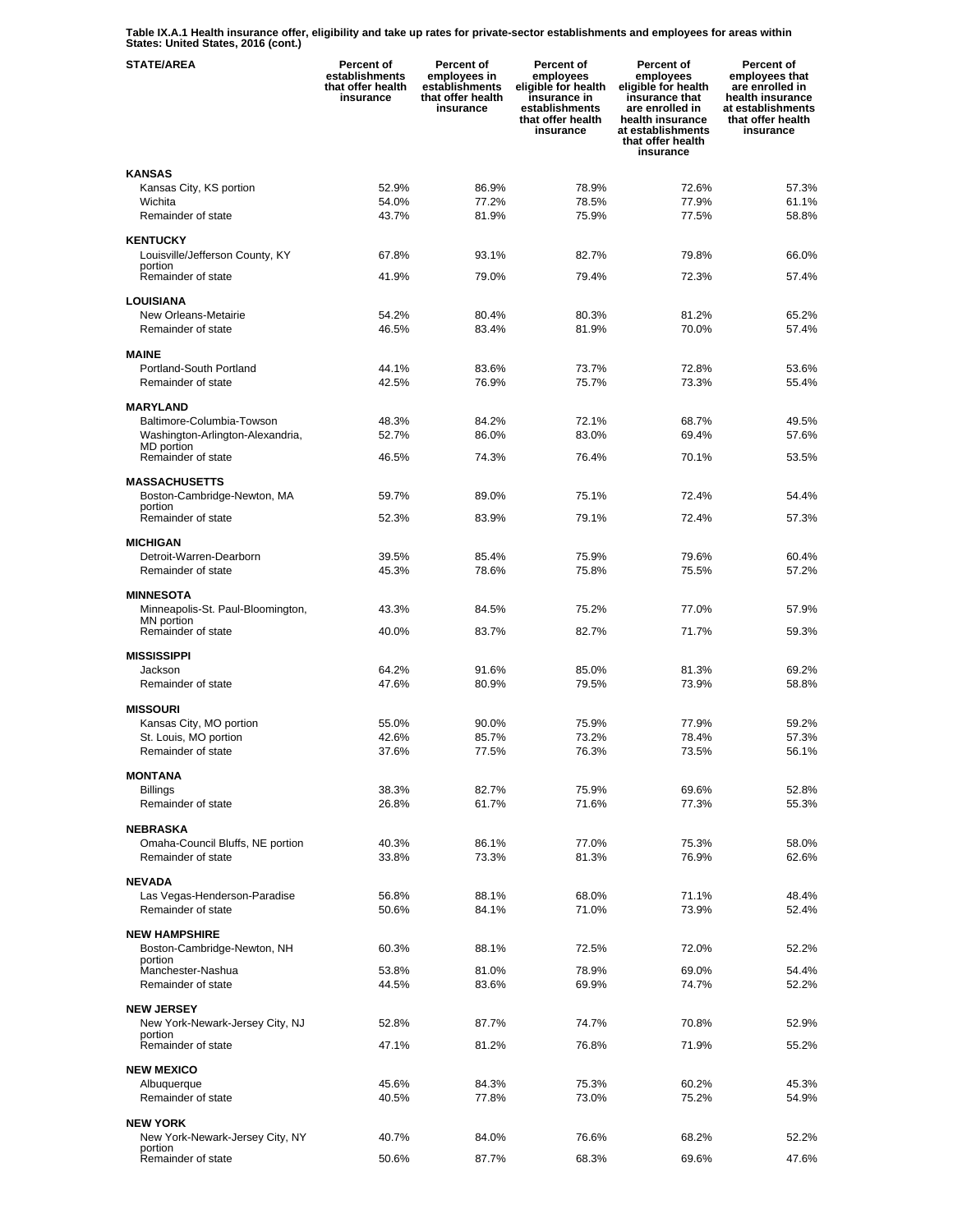**Table IX.A.1 Health insurance offer, eligibility and take up rates for private-sector establishments and employees for areas within States: United States, 2016 (cont.)**

| STATE/AREA | Percent of establishments that offer health insurance | Percent of employees in establishments that offer health insurance | Percent of employees eligible for health insurance in establishments that offer health insurance | Percent of employees eligible for health insurance that are enrolled in health insurance at establishments that offer health insurance | Percent of employees that are enrolled in health insurance at establishments that offer health insurance |
|---|---|---|---|---|---|
| **KANSAS** | | | | | |
| Kansas City, KS portion | 52.9% | 86.9% | 78.9% | 72.6% | 57.3% |
| Wichita | 54.0% | 77.2% | 78.5% | 77.9% | 61.1% |
| Remainder of state | 43.7% | 81.9% | 75.9% | 77.5% | 58.8% |
| **KENTUCKY** | | | | | |
| Louisville/Jefferson County, KY portion | 67.8% | 93.1% | 82.7% | 79.8% | 66.0% |
| Remainder of state | 41.9% | 79.0% | 79.4% | 72.3% | 57.4% |
| **LOUISIANA** | | | | | |
| New Orleans-Metairie | 54.2% | 80.4% | 80.3% | 81.2% | 65.2% |
| Remainder of state | 46.5% | 83.4% | 81.9% | 70.0% | 57.4% |
| **MAINE** | | | | | |
| Portland-South Portland | 44.1% | 83.6% | 73.7% | 72.8% | 53.6% |
| Remainder of state | 42.5% | 76.9% | 75.7% | 73.3% | 55.4% |
| **MARYLAND** | | | | | |
| Baltimore-Columbia-Towson | 48.3% | 84.2% | 72.1% | 68.7% | 49.5% |
| Washington-Arlington-Alexandria, MD portion | 52.7% | 86.0% | 83.0% | 69.4% | 57.6% |
| Remainder of state | 46.5% | 74.3% | 76.4% | 70.1% | 53.5% |
| **MASSACHUSETTS** | | | | | |
| Boston-Cambridge-Newton, MA portion | 59.7% | 89.0% | 75.1% | 72.4% | 54.4% |
| Remainder of state | 52.3% | 83.9% | 79.1% | 72.4% | 57.3% |
| **MICHIGAN** | | | | | |
| Detroit-Warren-Dearborn | 39.5% | 85.4% | 75.9% | 79.6% | 60.4% |
| Remainder of state | 45.3% | 78.6% | 75.8% | 75.5% | 57.2% |
| **MINNESOTA** | | | | | |
| Minneapolis-St. Paul-Bloomington, MN portion | 43.3% | 84.5% | 75.2% | 77.0% | 57.9% |
| Remainder of state | 40.0% | 83.7% | 82.7% | 71.7% | 59.3% |
| **MISSISSIPPI** | | | | | |
| Jackson | 64.2% | 91.6% | 85.0% | 81.3% | 69.2% |
| Remainder of state | 47.6% | 80.9% | 79.5% | 73.9% | 58.8% |
| **MISSOURI** | | | | | |
| Kansas City, MO portion | 55.0% | 90.0% | 75.9% | 77.9% | 59.2% |
| St. Louis, MO portion | 42.6% | 85.7% | 73.2% | 78.4% | 57.3% |
| Remainder of state | 37.6% | 77.5% | 76.3% | 73.5% | 56.1% |
| **MONTANA** | | | | | |
| Billings | 38.3% | 82.7% | 75.9% | 69.6% | 52.8% |
| Remainder of state | 26.8% | 61.7% | 71.6% | 77.3% | 55.3% |
| **NEBRASKA** | | | | | |
| Omaha-Council Bluffs, NE portion | 40.3% | 86.1% | 77.0% | 75.3% | 58.0% |
| Remainder of state | 33.8% | 73.3% | 81.3% | 76.9% | 62.6% |
| **NEVADA** | | | | | |
| Las Vegas-Henderson-Paradise | 56.8% | 88.1% | 68.0% | 71.1% | 48.4% |
| Remainder of state | 50.6% | 84.1% | 71.0% | 73.9% | 52.4% |
| **NEW HAMPSHIRE** | | | | | |
| Boston-Cambridge-Newton, NH portion | 60.3% | 88.1% | 72.5% | 72.0% | 52.2% |
| Manchester-Nashua | 53.8% | 81.0% | 78.9% | 69.0% | 54.4% |
| Remainder of state | 44.5% | 83.6% | 69.9% | 74.7% | 52.2% |
| **NEW JERSEY** | | | | | |
| New York-Newark-Jersey City, NJ portion | 52.8% | 87.7% | 74.7% | 70.8% | 52.9% |
| Remainder of state | 47.1% | 81.2% | 76.8% | 71.9% | 55.2% |
| **NEW MEXICO** | | | | | |
| Albuquerque | 45.6% | 84.3% | 75.3% | 60.2% | 45.3% |
| Remainder of state | 40.5% | 77.8% | 73.0% | 75.2% | 54.9% |
| **NEW YORK** | | | | | |
| New York-Newark-Jersey City, NY portion | 40.7% | 84.0% | 76.6% | 68.2% | 52.2% |
| Remainder of state | 50.6% | 87.7% | 68.3% | 69.6% | 47.6% |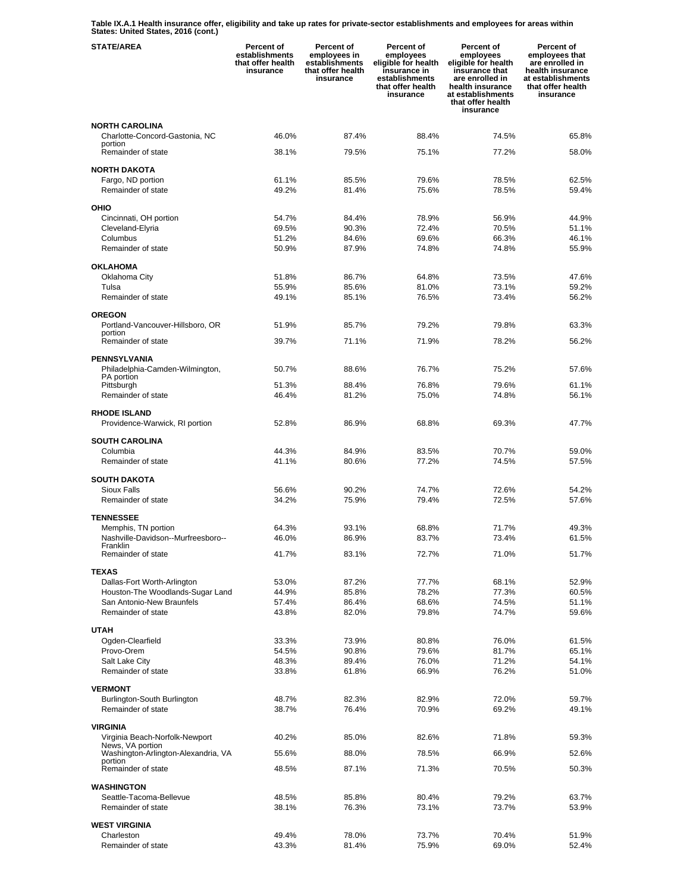**Table IX.A.1 Health insurance offer, eligibility and take up rates for private-sector establishments and employees for areas within States: United States, 2016 (cont.)**

| STATE/AREA | Percent of establishments that offer health insurance | Percent of employees in establishments that offer health insurance | Percent of employees eligible for health insurance in establishments that offer health insurance | Percent of employees eligible for health insurance that are enrolled in health insurance at establishments that offer health insurance | Percent of employees that are enrolled in health insurance at establishments that offer health insurance |
|---|---|---|---|---|---|
| **NORTH CAROLINA** | | | | | |
| Charlotte-Concord-Gastonia, NC portion | 46.0% | 87.4% | 88.4% | 74.5% | 65.8% |
| Remainder of state | 38.1% | 79.5% | 75.1% | 77.2% | 58.0% |
| **NORTH DAKOTA** | | | | | |
| Fargo, ND portion | 61.1% | 85.5% | 79.6% | 78.5% | 62.5% |
| Remainder of state | 49.2% | 81.4% | 75.6% | 78.5% | 59.4% |
| **OHIO** | | | | | |
| Cincinnati, OH portion | 54.7% | 84.4% | 78.9% | 56.9% | 44.9% |
| Cleveland-Elyria | 69.5% | 90.3% | 72.4% | 70.5% | 51.1% |
| Columbus | 51.2% | 84.6% | 69.6% | 66.3% | 46.1% |
| Remainder of state | 50.9% | 87.9% | 74.8% | 74.8% | 55.9% |
| **OKLAHOMA** | | | | | |
| Oklahoma City | 51.8% | 86.7% | 64.8% | 73.5% | 47.6% |
| Tulsa | 55.9% | 85.6% | 81.0% | 73.1% | 59.2% |
| Remainder of state | 49.1% | 85.1% | 76.5% | 73.4% | 56.2% |
| **OREGON** | | | | | |
| Portland-Vancouver-Hillsboro, OR portion | 51.9% | 85.7% | 79.2% | 79.8% | 63.3% |
| Remainder of state | 39.7% | 71.1% | 71.9% | 78.2% | 56.2% |
| **PENNSYLVANIA** | | | | | |
| Philadelphia-Camden-Wilmington, PA portion | 50.7% | 88.6% | 76.7% | 75.2% | 57.6% |
| Pittsburgh | 51.3% | 88.4% | 76.8% | 79.6% | 61.1% |
| Remainder of state | 46.4% | 81.2% | 75.0% | 74.8% | 56.1% |
| **RHODE ISLAND** | | | | | |
| Providence-Warwick, RI portion | 52.8% | 86.9% | 68.8% | 69.3% | 47.7% |
| **SOUTH CAROLINA** | | | | | |
| Columbia | 44.3% | 84.9% | 83.5% | 70.7% | 59.0% |
| Remainder of state | 41.1% | 80.6% | 77.2% | 74.5% | 57.5% |
| **SOUTH DAKOTA** | | | | | |
| Sioux Falls | 56.6% | 90.2% | 74.7% | 72.6% | 54.2% |
| Remainder of state | 34.2% | 75.9% | 79.4% | 72.5% | 57.6% |
| **TENNESSEE** | | | | | |
| Memphis, TN portion | 64.3% | 93.1% | 68.8% | 71.7% | 49.3% |
| Nashville-Davidson--Murfreesboro--Franklin | 46.0% | 86.9% | 83.7% | 73.4% | 61.5% |
| Remainder of state | 41.7% | 83.1% | 72.7% | 71.0% | 51.7% |
| **TEXAS** | | | | | |
| Dallas-Fort Worth-Arlington | 53.0% | 87.2% | 77.7% | 68.1% | 52.9% |
| Houston-The Woodlands-Sugar Land | 44.9% | 85.8% | 78.2% | 77.3% | 60.5% |
| San Antonio-New Braunfels | 57.4% | 86.4% | 68.6% | 74.5% | 51.1% |
| Remainder of state | 43.8% | 82.0% | 79.8% | 74.7% | 59.6% |
| **UTAH** | | | | | |
| Ogden-Clearfield | 33.3% | 73.9% | 80.8% | 76.0% | 61.5% |
| Provo-Orem | 54.5% | 90.8% | 79.6% | 81.7% | 65.1% |
| Salt Lake City | 48.3% | 89.4% | 76.0% | 71.2% | 54.1% |
| Remainder of state | 33.8% | 61.8% | 66.9% | 76.2% | 51.0% |
| **VERMONT** | | | | | |
| Burlington-South Burlington | 48.7% | 82.3% | 82.9% | 72.0% | 59.7% |
| Remainder of state | 38.7% | 76.4% | 70.9% | 69.2% | 49.1% |
| **VIRGINIA** | | | | | |
| Virginia Beach-Norfolk-Newport News, VA portion | 40.2% | 85.0% | 82.6% | 71.8% | 59.3% |
| Washington-Arlington-Alexandria, VA portion | 55.6% | 88.0% | 78.5% | 66.9% | 52.6% |
| Remainder of state | 48.5% | 87.1% | 71.3% | 70.5% | 50.3% |
| **WASHINGTON** | | | | | |
| Seattle-Tacoma-Bellevue | 48.5% | 85.8% | 80.4% | 79.2% | 63.7% |
| Remainder of state | 38.1% | 76.3% | 73.1% | 73.7% | 53.9% |
| **WEST VIRGINIA** | | | | | |
| Charleston | 49.4% | 78.0% | 73.7% | 70.4% | 51.9% |
| Remainder of state | 43.3% | 81.4% | 75.9% | 69.0% | 52.4% |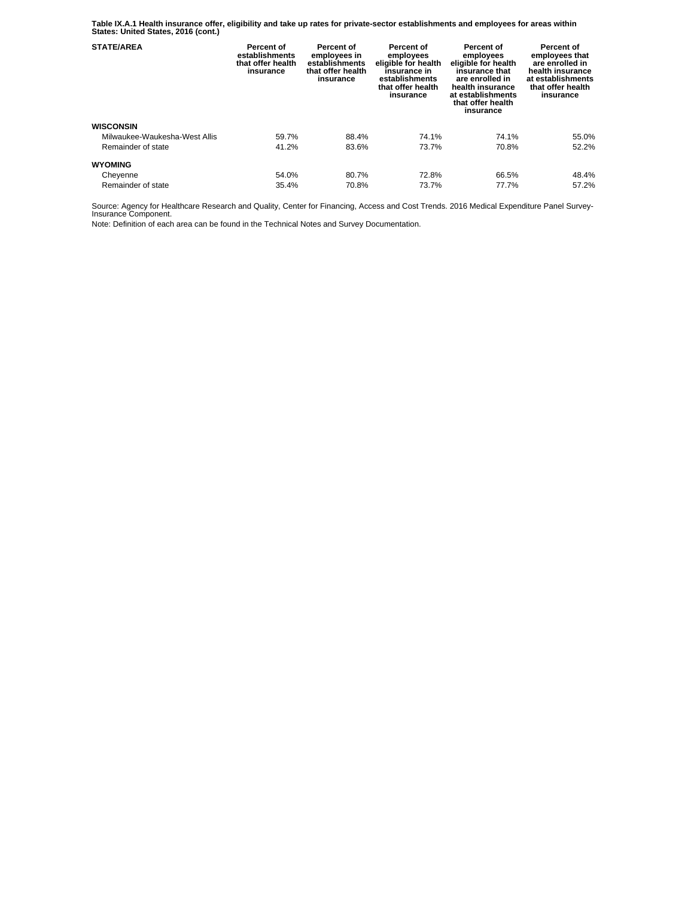**Table IX.A.1 Health insurance offer, eligibility and take up rates for private-sector establishments and employees for areas within States: United States, 2016 (cont.)**

| STATE/AREA | Percent of establishments that offer health insurance | Percent of employees in establishments that offer health insurance | Percent of employees eligible for health insurance in establishments that offer health insurance | Percent of employees eligible for health insurance that are enrolled in health insurance at establishments that offer health insurance | Percent of employees that are enrolled in health insurance at establishments that offer health insurance |
|---|---|---|---|---|---|
| **WISCONSIN** | | | | | |
| Milwaukee-Waukesha-West Allis | 59.7% | 88.4% | 74.1% | 74.1% | 55.0% |
| Remainder of state | 41.2% | 83.6% | 73.7% | 70.8% | 52.2% |
| **WYOMING** | | | | | |
| Cheyenne | 54.0% | 80.7% | 72.8% | 66.5% | 48.4% |
| Remainder of state | 35.4% | 70.8% | 73.7% | 77.7% | 57.2% |

Source: Agency for Healthcare Research and Quality, Center for Financing, Access and Cost Trends. 2016 Medical Expenditure Panel Survey-Insurance Component.

Note: Definition of each area can be found in the Technical Notes and Survey Documentation.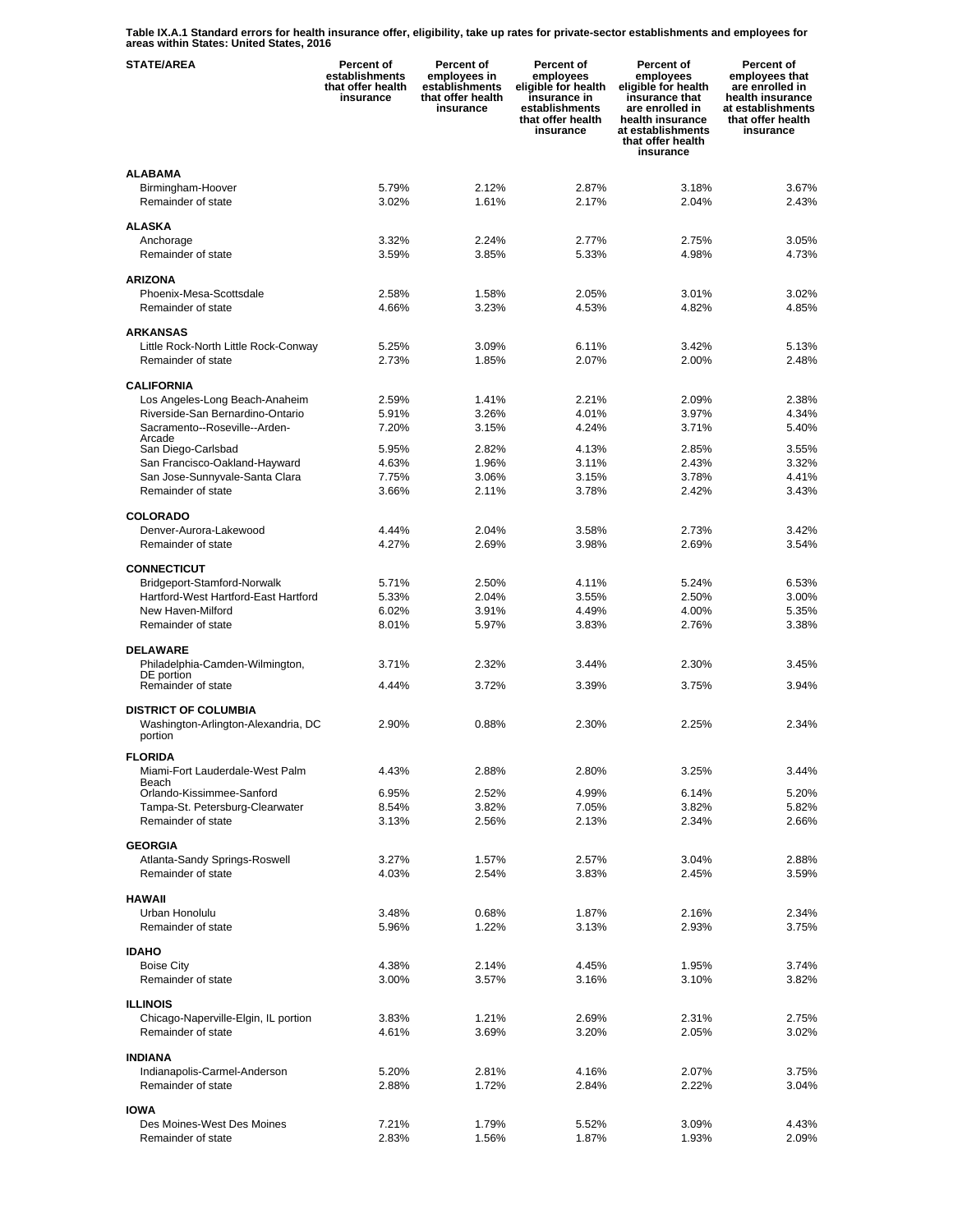Table IX.A.1 Standard errors for health insurance offer, eligibility, take up rates for private-sector establishments and employees for areas within States: United States, 2016

| STATE/AREA | Percent of establishments that offer health insurance | Percent of employees in establishments that offer health insurance | Percent of employees eligible for health insurance in establishments that offer health insurance | Percent of employees eligible for health insurance that are enrolled in health insurance at establishments that offer health insurance | Percent of employees that are enrolled in health insurance at establishments that offer health insurance |
|---|---|---|---|---|---|
| **ALABAMA** | | | | | |
| Birmingham-Hoover | 5.79% | 2.12% | 2.87% | 3.18% | 3.67% |
| Remainder of state | 3.02% | 1.61% | 2.17% | 2.04% | 2.43% |
| **ALASKA** | | | | | |
| Anchorage | 3.32% | 2.24% | 2.77% | 2.75% | 3.05% |
| Remainder of state | 3.59% | 3.85% | 5.33% | 4.98% | 4.73% |
| **ARIZONA** | | | | | |
| Phoenix-Mesa-Scottsdale | 2.58% | 1.58% | 2.05% | 3.01% | 3.02% |
| Remainder of state | 4.66% | 3.23% | 4.53% | 4.82% | 4.85% |
| **ARKANSAS** | | | | | |
| Little Rock-North Little Rock-Conway | 5.25% | 3.09% | 6.11% | 3.42% | 5.13% |
| Remainder of state | 2.73% | 1.85% | 2.07% | 2.00% | 2.48% |
| **CALIFORNIA** | | | | | |
| Los Angeles-Long Beach-Anaheim | 2.59% | 1.41% | 2.21% | 2.09% | 2.38% |
| Riverside-San Bernardino-Ontario | 5.91% | 3.26% | 4.01% | 3.97% | 4.34% |
| Sacramento--Roseville--Arden-Arcade | 7.20% | 3.15% | 4.24% | 3.71% | 5.40% |
| San Diego-Carlsbad | 5.95% | 2.82% | 4.13% | 2.85% | 3.55% |
| San Francisco-Oakland-Hayward | 4.63% | 1.96% | 3.11% | 2.43% | 3.32% |
| San Jose-Sunnyvale-Santa Clara | 7.75% | 3.06% | 3.15% | 3.78% | 4.41% |
| Remainder of state | 3.66% | 2.11% | 3.78% | 2.42% | 3.43% |
| **COLORADO** | | | | | |
| Denver-Aurora-Lakewood | 4.44% | 2.04% | 3.58% | 2.73% | 3.42% |
| Remainder of state | 4.27% | 2.69% | 3.98% | 2.69% | 3.54% |
| **CONNECTICUT** | | | | | |
| Bridgeport-Stamford-Norwalk | 5.71% | 2.50% | 4.11% | 5.24% | 6.53% |
| Hartford-West Hartford-East Hartford | 5.33% | 2.04% | 3.55% | 2.50% | 3.00% |
| New Haven-Milford | 6.02% | 3.91% | 4.49% | 4.00% | 5.35% |
| Remainder of state | 8.01% | 5.97% | 3.83% | 2.76% | 3.38% |
| **DELAWARE** | | | | | |
| Philadelphia-Camden-Wilmington, DE portion | 3.71% | 2.32% | 3.44% | 2.30% | 3.45% |
| Remainder of state | 4.44% | 3.72% | 3.39% | 3.75% | 3.94% |
| **DISTRICT OF COLUMBIA** | | | | | |
| Washington-Arlington-Alexandria, DC portion | 2.90% | 0.88% | 2.30% | 2.25% | 2.34% |
| **FLORIDA** | | | | | |
| Miami-Fort Lauderdale-West Palm Beach | 4.43% | 2.88% | 2.80% | 3.25% | 3.44% |
| Orlando-Kissimmee-Sanford | 6.95% | 2.52% | 4.99% | 6.14% | 5.20% |
| Tampa-St. Petersburg-Clearwater | 8.54% | 3.82% | 7.05% | 3.82% | 5.82% |
| Remainder of state | 3.13% | 2.56% | 2.13% | 2.34% | 2.66% |
| **GEORGIA** | | | | | |
| Atlanta-Sandy Springs-Roswell | 3.27% | 1.57% | 2.57% | 3.04% | 2.88% |
| Remainder of state | 4.03% | 2.54% | 3.83% | 2.45% | 3.59% |
| **HAWAII** | | | | | |
| Urban Honolulu | 3.48% | 0.68% | 1.87% | 2.16% | 2.34% |
| Remainder of state | 5.96% | 1.22% | 3.13% | 2.93% | 3.75% |
| **IDAHO** | | | | | |
| Boise City | 4.38% | 2.14% | 4.45% | 1.95% | 3.74% |
| Remainder of state | 3.00% | 3.57% | 3.16% | 3.10% | 3.82% |
| **ILLINOIS** | | | | | |
| Chicago-Naperville-Elgin, IL portion | 3.83% | 1.21% | 2.69% | 2.31% | 2.75% |
| Remainder of state | 4.61% | 3.69% | 3.20% | 2.05% | 3.02% |
| **INDIANA** | | | | | |
| Indianapolis-Carmel-Anderson | 5.20% | 2.81% | 4.16% | 2.07% | 3.75% |
| Remainder of state | 2.88% | 1.72% | 2.84% | 2.22% | 3.04% |
| **IOWA** | | | | | |
| Des Moines-West Des Moines | 7.21% | 1.79% | 5.52% | 3.09% | 4.43% |
| Remainder of state | 2.83% | 1.56% | 1.87% | 1.93% | 2.09% |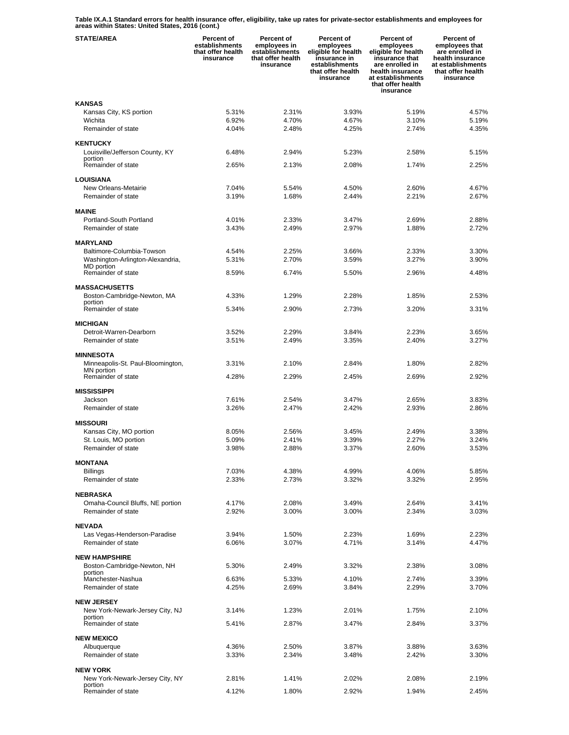**Table IX.A.1 Standard errors for health insurance offer, eligibility, take up rates for private-sector establishments and employees for areas within States: United States, 2016 (cont.)**

| STATE/AREA | Percent of establishments that offer health insurance | Percent of employees in establishments that offer health insurance | Percent of employees eligible for health insurance in establishments that offer health insurance | Percent of employees eligible for health insurance that are enrolled in health insurance at establishments that offer health insurance | Percent of employees that are enrolled in health insurance at establishments that offer health insurance |
|---|---|---|---|---|---|
| **KANSAS** | | | | | |
| Kansas City, KS portion | 5.31% | 2.31% | 3.93% | 5.19% | 4.57% |
| Wichita | 6.92% | 4.70% | 4.67% | 3.10% | 5.19% |
| Remainder of state | 4.04% | 2.48% | 4.25% | 2.74% | 4.35% |
| **KENTUCKY** | | | | | |
| Louisville/Jefferson County, KY portion | 6.48% | 2.94% | 5.23% | 2.58% | 5.15% |
| Remainder of state | 2.65% | 2.13% | 2.08% | 1.74% | 2.25% |
| **LOUISIANA** | | | | | |
| New Orleans-Metairie | 7.04% | 5.54% | 4.50% | 2.60% | 4.67% |
| Remainder of state | 3.19% | 1.68% | 2.44% | 2.21% | 2.67% |
| **MAINE** | | | | | |
| Portland-South Portland | 4.01% | 2.33% | 3.47% | 2.69% | 2.88% |
| Remainder of state | 3.43% | 2.49% | 2.97% | 1.88% | 2.72% |
| **MARYLAND** | | | | | |
| Baltimore-Columbia-Towson | 4.54% | 2.25% | 3.66% | 2.33% | 3.30% |
| Washington-Arlington-Alexandria, MD portion | 5.31% | 2.70% | 3.59% | 3.27% | 3.90% |
| Remainder of state | 8.59% | 6.74% | 5.50% | 2.96% | 4.48% |
| **MASSACHUSETTS** | | | | | |
| Boston-Cambridge-Newton, MA portion | 4.33% | 1.29% | 2.28% | 1.85% | 2.53% |
| Remainder of state | 5.34% | 2.90% | 2.73% | 3.20% | 3.31% |
| **MICHIGAN** | | | | | |
| Detroit-Warren-Dearborn | 3.52% | 2.29% | 3.84% | 2.23% | 3.65% |
| Remainder of state | 3.51% | 2.49% | 3.35% | 2.40% | 3.27% |
| **MINNESOTA** | | | | | |
| Minneapolis-St. Paul-Bloomington, MN portion | 3.31% | 2.10% | 2.84% | 1.80% | 2.82% |
| Remainder of state | 4.28% | 2.29% | 2.45% | 2.69% | 2.92% |
| **MISSISSIPPI** | | | | | |
| Jackson | 7.61% | 2.54% | 3.47% | 2.65% | 3.83% |
| Remainder of state | 3.26% | 2.47% | 2.42% | 2.93% | 2.86% |
| **MISSOURI** | | | | | |
| Kansas City, MO portion | 8.05% | 2.56% | 3.45% | 2.49% | 3.38% |
| St. Louis, MO portion | 5.09% | 2.41% | 3.39% | 2.27% | 3.24% |
| Remainder of state | 3.98% | 2.88% | 3.37% | 2.60% | 3.53% |
| **MONTANA** | | | | | |
| Billings | 7.03% | 4.38% | 4.99% | 4.06% | 5.85% |
| Remainder of state | 2.33% | 2.73% | 3.32% | 3.32% | 2.95% |
| **NEBRASKA** | | | | | |
| Omaha-Council Bluffs, NE portion | 4.17% | 2.08% | 3.49% | 2.64% | 3.41% |
| Remainder of state | 2.92% | 3.00% | 3.00% | 2.34% | 3.03% |
| **NEVADA** | | | | | |
| Las Vegas-Henderson-Paradise | 3.94% | 1.50% | 2.23% | 1.69% | 2.23% |
| Remainder of state | 6.06% | 3.07% | 4.71% | 3.14% | 4.47% |
| **NEW HAMPSHIRE** | | | | | |
| Boston-Cambridge-Newton, NH portion | 5.30% | 2.49% | 3.32% | 2.38% | 3.08% |
| Manchester-Nashua | 6.63% | 5.33% | 4.10% | 2.74% | 3.39% |
| Remainder of state | 4.25% | 2.69% | 3.84% | 2.29% | 3.70% |
| **NEW JERSEY** | | | | | |
| New York-Newark-Jersey City, NJ portion | 3.14% | 1.23% | 2.01% | 1.75% | 2.10% |
| Remainder of state | 5.41% | 2.87% | 3.47% | 2.84% | 3.37% |
| **NEW MEXICO** | | | | | |
| Albuquerque | 4.36% | 2.50% | 3.87% | 3.88% | 3.63% |
| Remainder of state | 3.33% | 2.34% | 3.48% | 2.42% | 3.30% |
| **NEW YORK** | | | | | |
| New York-Newark-Jersey City, NY portion | 2.81% | 1.41% | 2.02% | 2.08% | 2.19% |
| Remainder of state | 4.12% | 1.80% | 2.92% | 1.94% | 2.45% |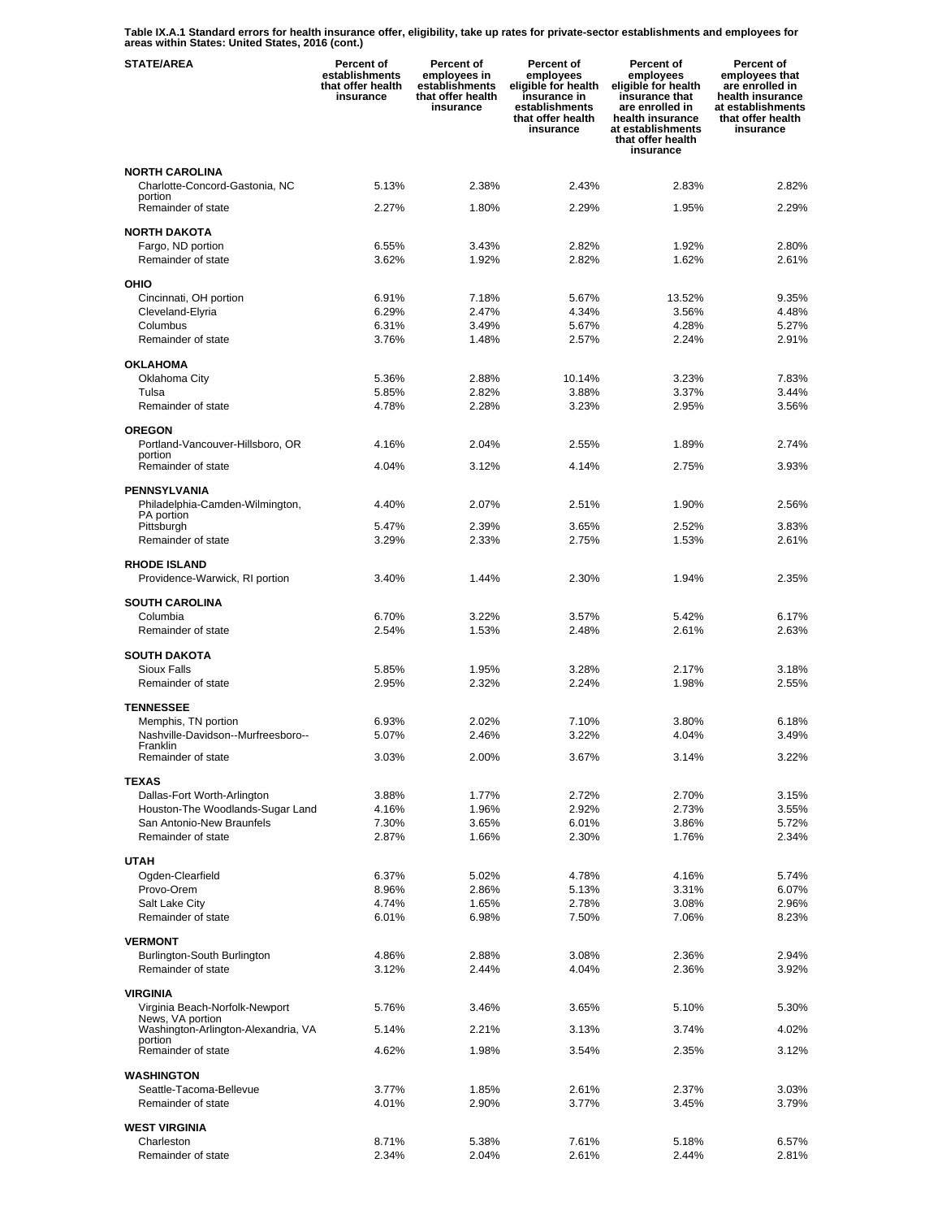**Table IX.A.1 Standard errors for health insurance offer, eligibility, take up rates for private-sector establishments and employees for areas within States: United States, 2016 (cont.)**

| STATE/AREA | Percent of establishments that offer health insurance | Percent of employees in establishments that offer health insurance | Percent of employees eligible for health insurance in establishments that offer health insurance | Percent of employees eligible for health insurance that are enrolled in health insurance at establishments that offer health insurance | Percent of employees that are enrolled in health insurance at establishments that offer health insurance |
|---|---|---|---|---|---|
| **NORTH CAROLINA** | | | | | |
| Charlotte-Concord-Gastonia, NC portion | 5.13% | 2.38% | 2.43% | 2.83% | 2.82% |
| Remainder of state | 2.27% | 1.80% | 2.29% | 1.95% | 2.29% |
| **NORTH DAKOTA** | | | | | |
| Fargo, ND portion | 6.55% | 3.43% | 2.82% | 1.92% | 2.80% |
| Remainder of state | 3.62% | 1.92% | 2.82% | 1.62% | 2.61% |
| **OHIO** | | | | | |
| Cincinnati, OH portion | 6.91% | 7.18% | 5.67% | 13.52% | 9.35% |
| Cleveland-Elyria | 6.29% | 2.47% | 4.34% | 3.56% | 4.48% |
| Columbus | 6.31% | 3.49% | 5.67% | 4.28% | 5.27% |
| Remainder of state | 3.76% | 1.48% | 2.57% | 2.24% | 2.91% |
| **OKLAHOMA** | | | | | |
| Oklahoma City | 5.36% | 2.88% | 10.14% | 3.23% | 7.83% |
| Tulsa | 5.85% | 2.82% | 3.88% | 3.37% | 3.44% |
| Remainder of state | 4.78% | 2.28% | 3.23% | 2.95% | 3.56% |
| **OREGON** | | | | | |
| Portland-Vancouver-Hillsboro, OR portion | 4.16% | 2.04% | 2.55% | 1.89% | 2.74% |
| Remainder of state | 4.04% | 3.12% | 4.14% | 2.75% | 3.93% |
| **PENNSYLVANIA** | | | | | |
| Philadelphia-Camden-Wilmington, PA portion | 4.40% | 2.07% | 2.51% | 1.90% | 2.56% |
| Pittsburgh | 5.47% | 2.39% | 3.65% | 2.52% | 3.83% |
| Remainder of state | 3.29% | 2.33% | 2.75% | 1.53% | 2.61% |
| **RHODE ISLAND** | | | | | |
| Providence-Warwick, RI portion | 3.40% | 1.44% | 2.30% | 1.94% | 2.35% |
| **SOUTH CAROLINA** | | | | | |
| Columbia | 6.70% | 3.22% | 3.57% | 5.42% | 6.17% |
| Remainder of state | 2.54% | 1.53% | 2.48% | 2.61% | 2.63% |
| **SOUTH DAKOTA** | | | | | |
| Sioux Falls | 5.85% | 1.95% | 3.28% | 2.17% | 3.18% |
| Remainder of state | 2.95% | 2.32% | 2.24% | 1.98% | 2.55% |
| **TENNESSEE** | | | | | |
| Memphis, TN portion | 6.93% | 2.02% | 7.10% | 3.80% | 6.18% |
| Nashville-Davidson--Murfreesboro--Franklin | 5.07% | 2.46% | 3.22% | 4.04% | 3.49% |
| Remainder of state | 3.03% | 2.00% | 3.67% | 3.14% | 3.22% |
| **TEXAS** | | | | | |
| Dallas-Fort Worth-Arlington | 3.88% | 1.77% | 2.72% | 2.70% | 3.15% |
| Houston-The Woodlands-Sugar Land | 4.16% | 1.96% | 2.92% | 2.73% | 3.55% |
| San Antonio-New Braunfels | 7.30% | 3.65% | 6.01% | 3.86% | 5.72% |
| Remainder of state | 2.87% | 1.66% | 2.30% | 1.76% | 2.34% |
| **UTAH** | | | | | |
| Ogden-Clearfield | 6.37% | 5.02% | 4.78% | 4.16% | 5.74% |
| Provo-Orem | 8.96% | 2.86% | 5.13% | 3.31% | 6.07% |
| Salt Lake City | 4.74% | 1.65% | 2.78% | 3.08% | 2.96% |
| Remainder of state | 6.01% | 6.98% | 7.50% | 7.06% | 8.23% |
| **VERMONT** | | | | | |
| Burlington-South Burlington | 4.86% | 2.88% | 3.08% | 2.36% | 2.94% |
| Remainder of state | 3.12% | 2.44% | 4.04% | 2.36% | 3.92% |
| **VIRGINIA** | | | | | |
| Virginia Beach-Norfolk-Newport News, VA portion | 5.76% | 3.46% | 3.65% | 5.10% | 5.30% |
| Washington-Arlington-Alexandria, VA portion | 5.14% | 2.21% | 3.13% | 3.74% | 4.02% |
| Remainder of state | 4.62% | 1.98% | 3.54% | 2.35% | 3.12% |
| **WASHINGTON** | | | | | |
| Seattle-Tacoma-Bellevue | 3.77% | 1.85% | 2.61% | 2.37% | 3.03% |
| Remainder of state | 4.01% | 2.90% | 3.77% | 3.45% | 3.79% |
| **WEST VIRGINIA** | | | | | |
| Charleston | 8.71% | 5.38% | 7.61% | 5.18% | 6.57% |
| Remainder of state | 2.34% | 2.04% | 2.61% | 2.44% | 2.81% |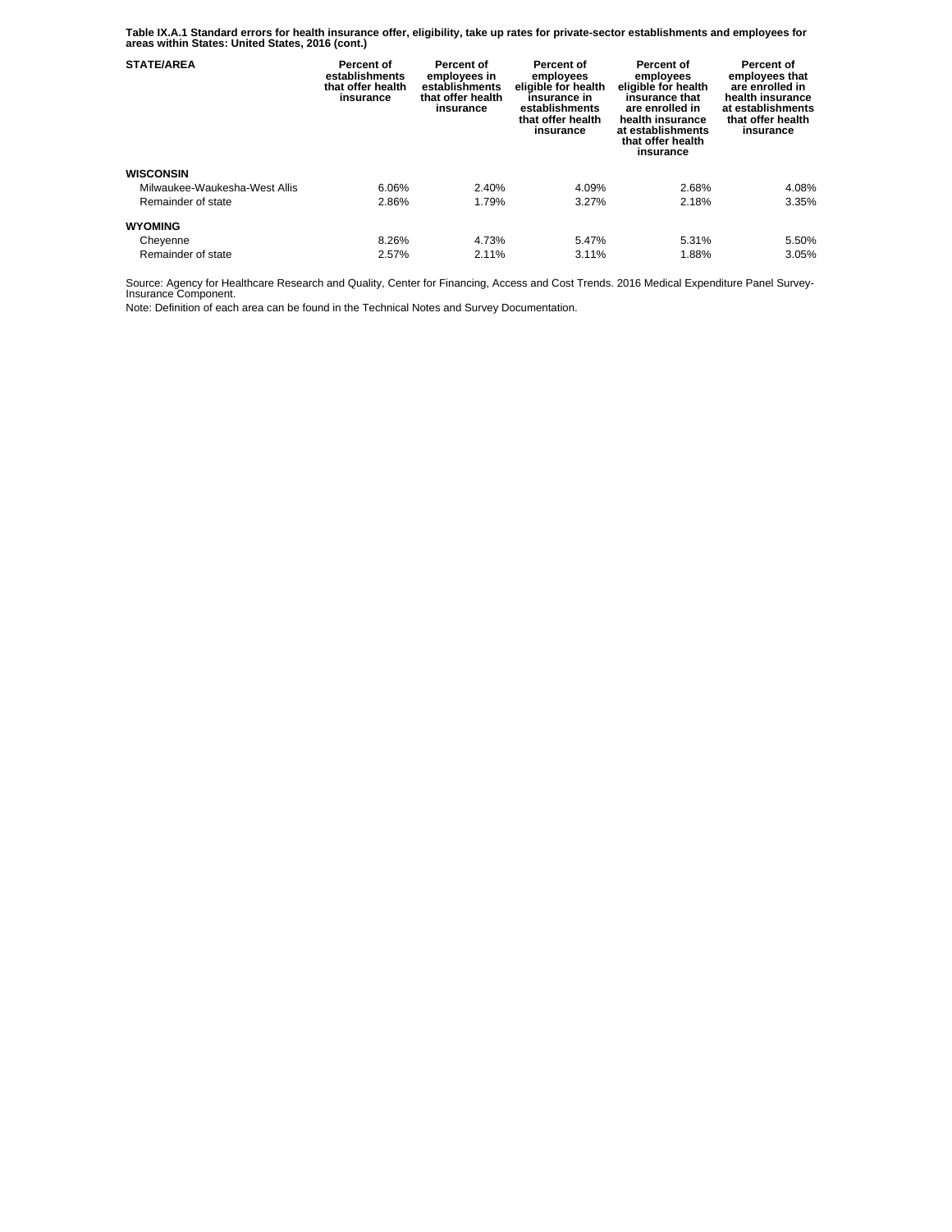**Table IX.A.1 Standard errors for health insurance offer, eligibility, take up rates for private-sector establishments and employees for areas within States: United States, 2016 (cont.)**

| STATE/AREA | Percent of establishments that offer health insurance | Percent of employees in establishments that offer health insurance | Percent of employees eligible for health insurance in establishments that offer health insurance | Percent of employees eligible for health insurance that are enrolled in health insurance at establishments that offer health insurance | Percent of employees that are enrolled in health insurance at establishments that offer health insurance |
|---|---|---|---|---|---|
| **WISCONSIN** | | | | | |
| Milwaukee-Waukesha-West Allis | 6.06% | 2.40% | 4.09% | 2.68% | 4.08% |
| Remainder of state | 2.86% | 1.79% | 3.27% | 2.18% | 3.35% |
| **WYOMING** | | | | | |
| Cheyenne | 8.26% | 4.73% | 5.47% | 5.31% | 5.50% |
| Remainder of state | 2.57% | 2.11% | 3.11% | 1.88% | 3.05% |

Source: Agency for Healthcare Research and Quality, Center for Financing, Access and Cost Trends. 2016 Medical Expenditure Panel Survey-Insurance Component.

Note: Definition of each area can be found in the Technical Notes and Survey Documentation.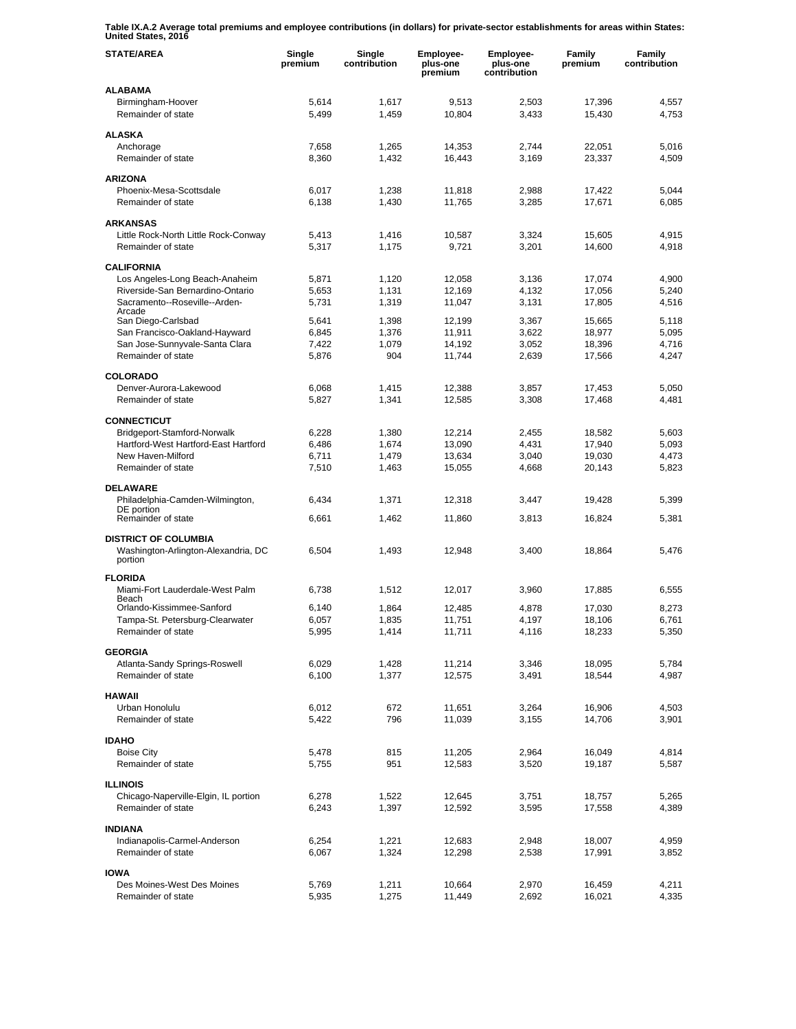**Table IX.A.2 Average total premiums and employee contributions (in dollars) for private-sector establishments for areas within States: United States, 2016**

| STATE/AREA | Single premium | Single contribution | Employee-plus-one premium | Employee-plus-one contribution | Family premium | Family contribution |
|---|---|---|---|---|---|---|
| **ALABAMA** | | | | | | |
| Birmingham-Hoover | 5,614 | 1,617 | 9,513 | 2,503 | 17,396 | 4,557 |
| Remainder of state | 5,499 | 1,459 | 10,804 | 3,433 | 15,430 | 4,753 |
| **ALASKA** | | | | | | |
| Anchorage | 7,658 | 1,265 | 14,353 | 2,744 | 22,051 | 5,016 |
| Remainder of state | 8,360 | 1,432 | 16,443 | 3,169 | 23,337 | 4,509 |
| **ARIZONA** | | | | | | |
| Phoenix-Mesa-Scottsdale | 6,017 | 1,238 | 11,818 | 2,988 | 17,422 | 5,044 |
| Remainder of state | 6,138 | 1,430 | 11,765 | 3,285 | 17,671 | 6,085 |
| **ARKANSAS** | | | | | | |
| Little Rock-North Little Rock-Conway | 5,413 | 1,416 | 10,587 | 3,324 | 15,605 | 4,915 |
| Remainder of state | 5,317 | 1,175 | 9,721 | 3,201 | 14,600 | 4,918 |
| **CALIFORNIA** | | | | | | |
| Los Angeles-Long Beach-Anaheim | 5,871 | 1,120 | 12,058 | 3,136 | 17,074 | 4,900 |
| Riverside-San Bernardino-Ontario | 5,653 | 1,131 | 12,169 | 4,132 | 17,056 | 5,240 |
| Sacramento--Roseville--Arden-Arcade | 5,731 | 1,319 | 11,047 | 3,131 | 17,805 | 4,516 |
| San Diego-Carlsbad | 5,641 | 1,398 | 12,199 | 3,367 | 15,665 | 5,118 |
| San Francisco-Oakland-Hayward | 6,845 | 1,376 | 11,911 | 3,622 | 18,977 | 5,095 |
| San Jose-Sunnyvale-Santa Clara | 7,422 | 1,079 | 14,192 | 3,052 | 18,396 | 4,716 |
| Remainder of state | 5,876 | 904 | 11,744 | 2,639 | 17,566 | 4,247 |
| **COLORADO** | | | | | | |
| Denver-Aurora-Lakewood | 6,068 | 1,415 | 12,388 | 3,857 | 17,453 | 5,050 |
| Remainder of state | 5,827 | 1,341 | 12,585 | 3,308 | 17,468 | 4,481 |
| **CONNECTICUT** | | | | | | |
| Bridgeport-Stamford-Norwalk | 6,228 | 1,380 | 12,214 | 2,455 | 18,582 | 5,603 |
| Hartford-West Hartford-East Hartford | 6,486 | 1,674 | 13,090 | 4,431 | 17,940 | 5,093 |
| New Haven-Milford | 6,711 | 1,479 | 13,634 | 3,040 | 19,030 | 4,473 |
| Remainder of state | 7,510 | 1,463 | 15,055 | 4,668 | 20,143 | 5,823 |
| **DELAWARE** | | | | | | |
| Philadelphia-Camden-Wilmington, DE portion | 6,434 | 1,371 | 12,318 | 3,447 | 19,428 | 5,399 |
| Remainder of state | 6,661 | 1,462 | 11,860 | 3,813 | 16,824 | 5,381 |
| **DISTRICT OF COLUMBIA** | | | | | | |
| Washington-Arlington-Alexandria, DC portion | 6,504 | 1,493 | 12,948 | 3,400 | 18,864 | 5,476 |
| **FLORIDA** | | | | | | |
| Miami-Fort Lauderdale-West Palm Beach | 6,738 | 1,512 | 12,017 | 3,960 | 17,885 | 6,555 |
| Orlando-Kissimmee-Sanford | 6,140 | 1,864 | 12,485 | 4,878 | 17,030 | 8,273 |
| Tampa-St. Petersburg-Clearwater | 6,057 | 1,835 | 11,751 | 4,197 | 18,106 | 6,761 |
| Remainder of state | 5,995 | 1,414 | 11,711 | 4,116 | 18,233 | 5,350 |
| **GEORGIA** | | | | | | |
| Atlanta-Sandy Springs-Roswell | 6,029 | 1,428 | 11,214 | 3,346 | 18,095 | 5,784 |
| Remainder of state | 6,100 | 1,377 | 12,575 | 3,491 | 18,544 | 4,987 |
| **HAWAII** | | | | | | |
| Urban Honolulu | 6,012 | 672 | 11,651 | 3,264 | 16,906 | 4,503 |
| Remainder of state | 5,422 | 796 | 11,039 | 3,155 | 14,706 | 3,901 |
| **IDAHO** | | | | | | |
| Boise City | 5,478 | 815 | 11,205 | 2,964 | 16,049 | 4,814 |
| Remainder of state | 5,755 | 951 | 12,583 | 3,520 | 19,187 | 5,587 |
| **ILLINOIS** | | | | | | |
| Chicago-Naperville-Elgin, IL portion | 6,278 | 1,522 | 12,645 | 3,751 | 18,757 | 5,265 |
| Remainder of state | 6,243 | 1,397 | 12,592 | 3,595 | 17,558 | 4,389 |
| **INDIANA** | | | | | | |
| Indianapolis-Carmel-Anderson | 6,254 | 1,221 | 12,683 | 2,948 | 18,007 | 4,959 |
| Remainder of state | 6,067 | 1,324 | 12,298 | 2,538 | 17,991 | 3,852 |
| **IOWA** | | | | | | |
| Des Moines-West Des Moines | 5,769 | 1,211 | 10,664 | 2,970 | 16,459 | 4,211 |
| Remainder of state | 5,935 | 1,275 | 11,449 | 2,692 | 16,021 | 4,335 |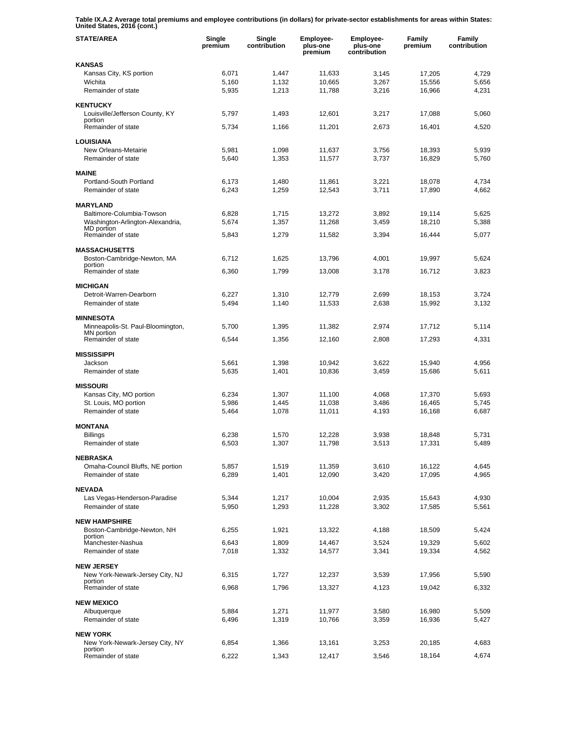**Table IX.A.2 Average total premiums and employee contributions (in dollars) for private-sector establishments for areas within States: United States, 2016 (cont.)**

| STATE/AREA | Single premium | Single contribution | Employee-plus-one premium | Employee-plus-one contribution | Family premium | Family contribution |
|---|---|---|---|---|---|---|
| **KANSAS** | | | | | | |
| Kansas City, KS portion | 6,071 | 1,447 | 11,633 | 3,145 | 17,205 | 4,729 |
| Wichita | 5,160 | 1,132 | 10,665 | 3,267 | 15,556 | 5,656 |
| Remainder of state | 5,935 | 1,213 | 11,788 | 3,216 | 16,966 | 4,231 |
| **KENTUCKY** | | | | | | |
| Louisville/Jefferson County, KY portion | 5,797 | 1,493 | 12,601 | 3,217 | 17,088 | 5,060 |
| Remainder of state | 5,734 | 1,166 | 11,201 | 2,673 | 16,401 | 4,520 |
| **LOUISIANA** | | | | | | |
| New Orleans-Metairie | 5,981 | 1,098 | 11,637 | 3,756 | 18,393 | 5,939 |
| Remainder of state | 5,640 | 1,353 | 11,577 | 3,737 | 16,829 | 5,760 |
| **MAINE** | | | | | | |
| Portland-South Portland | 6,173 | 1,480 | 11,861 | 3,221 | 18,078 | 4,734 |
| Remainder of state | 6,243 | 1,259 | 12,543 | 3,711 | 17,890 | 4,662 |
| **MARYLAND** | | | | | | |
| Baltimore-Columbia-Towson | 6,828 | 1,715 | 13,272 | 3,892 | 19,114 | 5,625 |
| Washington-Arlington-Alexandria, MD portion | 5,674 | 1,357 | 11,268 | 3,459 | 18,210 | 5,388 |
| Remainder of state | 5,843 | 1,279 | 11,582 | 3,394 | 16,444 | 5,077 |
| **MASSACHUSETTS** | | | | | | |
| Boston-Cambridge-Newton, MA portion | 6,712 | 1,625 | 13,796 | 4,001 | 19,997 | 5,624 |
| Remainder of state | 6,360 | 1,799 | 13,008 | 3,178 | 16,712 | 3,823 |
| **MICHIGAN** | | | | | | |
| Detroit-Warren-Dearborn | 6,227 | 1,310 | 12,779 | 2,699 | 18,153 | 3,724 |
| Remainder of state | 5,494 | 1,140 | 11,533 | 2,638 | 15,992 | 3,132 |
| **MINNESOTA** | | | | | | |
| Minneapolis-St. Paul-Bloomington, MN portion | 5,700 | 1,395 | 11,382 | 2,974 | 17,712 | 5,114 |
| Remainder of state | 6,544 | 1,356 | 12,160 | 2,808 | 17,293 | 4,331 |
| **MISSISSIPPI** | | | | | | |
| Jackson | 5,661 | 1,398 | 10,942 | 3,622 | 15,940 | 4,956 |
| Remainder of state | 5,635 | 1,401 | 10,836 | 3,459 | 15,686 | 5,611 |
| **MISSOURI** | | | | | | |
| Kansas City, MO portion | 6,234 | 1,307 | 11,100 | 4,068 | 17,370 | 5,693 |
| St. Louis, MO portion | 5,986 | 1,445 | 11,038 | 3,486 | 16,465 | 5,745 |
| Remainder of state | 5,464 | 1,078 | 11,011 | 4,193 | 16,168 | 6,687 |
| **MONTANA** | | | | | | |
| Billings | 6,238 | 1,570 | 12,228 | 3,938 | 18,848 | 5,731 |
| Remainder of state | 6,503 | 1,307 | 11,798 | 3,513 | 17,331 | 5,489 |
| **NEBRASKA** | | | | | | |
| Omaha-Council Bluffs, NE portion | 5,857 | 1,519 | 11,359 | 3,610 | 16,122 | 4,645 |
| Remainder of state | 6,289 | 1,401 | 12,090 | 3,420 | 17,095 | 4,965 |
| **NEVADA** | | | | | | |
| Las Vegas-Henderson-Paradise | 5,344 | 1,217 | 10,004 | 2,935 | 15,643 | 4,930 |
| Remainder of state | 5,950 | 1,293 | 11,228 | 3,302 | 17,585 | 5,561 |
| **NEW HAMPSHIRE** | | | | | | |
| Boston-Cambridge-Newton, NH portion | 6,255 | 1,921 | 13,322 | 4,188 | 18,509 | 5,424 |
| Manchester-Nashua | 6,643 | 1,809 | 14,467 | 3,524 | 19,329 | 5,602 |
| Remainder of state | 7,018 | 1,332 | 14,577 | 3,341 | 19,334 | 4,562 |
| **NEW JERSEY** | | | | | | |
| New York-Newark-Jersey City, NJ portion | 6,315 | 1,727 | 12,237 | 3,539 | 17,956 | 5,590 |
| Remainder of state | 6,968 | 1,796 | 13,327 | 4,123 | 19,042 | 6,332 |
| **NEW MEXICO** | | | | | | |
| Albuquerque | 5,884 | 1,271 | 11,977 | 3,580 | 16,980 | 5,509 |
| Remainder of state | 6,496 | 1,319 | 10,766 | 3,359 | 16,936 | 5,427 |
| **NEW YORK** | | | | | | |
| New York-Newark-Jersey City, NY portion | 6,854 | 1,366 | 13,161 | 3,253 | 20,185 | 4,683 |
| Remainder of state | 6,222 | 1,343 | 12,417 | 3,546 | 18,164 | 4,674 |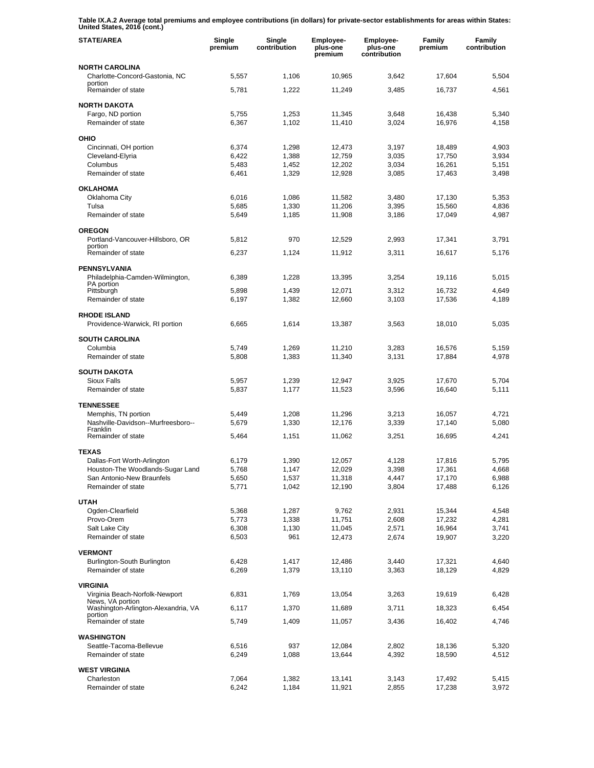**Table IX.A.2 Average total premiums and employee contributions (in dollars) for private-sector establishments for areas within States: United States, 2016 (cont.)**

| STATE/AREA | Single premium | Single contribution | Employee-plus-one premium | Employee-plus-one contribution | Family premium | Family contribution |
|---|---|---|---|---|---|---|
| **NORTH CAROLINA** | | | | | | |
| Charlotte-Concord-Gastonia, NC portion | 5,557 | 1,106 | 10,965 | 3,642 | 17,604 | 5,504 |
| Remainder of state | 5,781 | 1,222 | 11,249 | 3,485 | 16,737 | 4,561 |
| **NORTH DAKOTA** | | | | | | |
| Fargo, ND portion | 5,755 | 1,253 | 11,345 | 3,648 | 16,438 | 5,340 |
| Remainder of state | 6,367 | 1,102 | 11,410 | 3,024 | 16,976 | 4,158 |
| **OHIO** | | | | | | |
| Cincinnati, OH portion | 6,374 | 1,298 | 12,473 | 3,197 | 18,489 | 4,903 |
| Cleveland-Elyria | 6,422 | 1,388 | 12,759 | 3,035 | 17,750 | 3,934 |
| Columbus | 5,483 | 1,452 | 12,202 | 3,034 | 16,261 | 5,151 |
| Remainder of state | 6,461 | 1,329 | 12,928 | 3,085 | 17,463 | 3,498 |
| **OKLAHOMA** | | | | | | |
| Oklahoma City | 6,016 | 1,086 | 11,582 | 3,480 | 17,130 | 5,353 |
| Tulsa | 5,685 | 1,330 | 11,206 | 3,395 | 15,560 | 4,836 |
| Remainder of state | 5,649 | 1,185 | 11,908 | 3,186 | 17,049 | 4,987 |
| **OREGON** | | | | | | |
| Portland-Vancouver-Hillsboro, OR portion | 5,812 | 970 | 12,529 | 2,993 | 17,341 | 3,791 |
| Remainder of state | 6,237 | 1,124 | 11,912 | 3,311 | 16,617 | 5,176 |
| **PENNSYLVANIA** | | | | | | |
| Philadelphia-Camden-Wilmington, PA portion | 6,389 | 1,228 | 13,395 | 3,254 | 19,116 | 5,015 |
| Pittsburgh | 5,898 | 1,439 | 12,071 | 3,312 | 16,732 | 4,649 |
| Remainder of state | 6,197 | 1,382 | 12,660 | 3,103 | 17,536 | 4,189 |
| **RHODE ISLAND** | | | | | | |
| Providence-Warwick, RI portion | 6,665 | 1,614 | 13,387 | 3,563 | 18,010 | 5,035 |
| **SOUTH CAROLINA** | | | | | | |
| Columbia | 5,749 | 1,269 | 11,210 | 3,283 | 16,576 | 5,159 |
| Remainder of state | 5,808 | 1,383 | 11,340 | 3,131 | 17,884 | 4,978 |
| **SOUTH DAKOTA** | | | | | | |
| Sioux Falls | 5,957 | 1,239 | 12,947 | 3,925 | 17,670 | 5,704 |
| Remainder of state | 5,837 | 1,177 | 11,523 | 3,596 | 16,640 | 5,111 |
| **TENNESSEE** | | | | | | |
| Memphis, TN portion | 5,449 | 1,208 | 11,296 | 3,213 | 16,057 | 4,721 |
| Nashville-Davidson--Murfreesboro--Franklin | 5,679 | 1,330 | 12,176 | 3,339 | 17,140 | 5,080 |
| Remainder of state | 5,464 | 1,151 | 11,062 | 3,251 | 16,695 | 4,241 |
| **TEXAS** | | | | | | |
| Dallas-Fort Worth-Arlington | 6,179 | 1,390 | 12,057 | 4,128 | 17,816 | 5,795 |
| Houston-The Woodlands-Sugar Land | 5,768 | 1,147 | 12,029 | 3,398 | 17,361 | 4,668 |
| San Antonio-New Braunfels | 5,650 | 1,537 | 11,318 | 4,447 | 17,170 | 6,988 |
| Remainder of state | 5,771 | 1,042 | 12,190 | 3,804 | 17,488 | 6,126 |
| **UTAH** | | | | | | |
| Ogden-Clearfield | 5,368 | 1,287 | 9,762 | 2,931 | 15,344 | 4,548 |
| Provo-Orem | 5,773 | 1,338 | 11,751 | 2,608 | 17,232 | 4,281 |
| Salt Lake City | 6,308 | 1,130 | 11,045 | 2,571 | 16,964 | 3,741 |
| Remainder of state | 6,503 | 961 | 12,473 | 2,674 | 19,907 | 3,220 |
| **VERMONT** | | | | | | |
| Burlington-South Burlington | 6,428 | 1,417 | 12,486 | 3,440 | 17,321 | 4,640 |
| Remainder of state | 6,269 | 1,379 | 13,110 | 3,363 | 18,129 | 4,829 |
| **VIRGINIA** | | | | | | |
| Virginia Beach-Norfolk-Newport News, VA portion | 6,831 | 1,769 | 13,054 | 3,263 | 19,619 | 6,428 |
| Washington-Arlington-Alexandria, VA portion | 6,117 | 1,370 | 11,689 | 3,711 | 18,323 | 6,454 |
| Remainder of state | 5,749 | 1,409 | 11,057 | 3,436 | 16,402 | 4,746 |
| **WASHINGTON** | | | | | | |
| Seattle-Tacoma-Bellevue | 6,516 | 937 | 12,084 | 2,802 | 18,136 | 5,320 |
| Remainder of state | 6,249 | 1,088 | 13,644 | 4,392 | 18,590 | 4,512 |
| **WEST VIRGINIA** | | | | | | |
| Charleston | 7,064 | 1,382 | 13,141 | 3,143 | 17,492 | 5,415 |
| Remainder of state | 6,242 | 1,184 | 11,921 | 2,855 | 17,238 | 3,972 |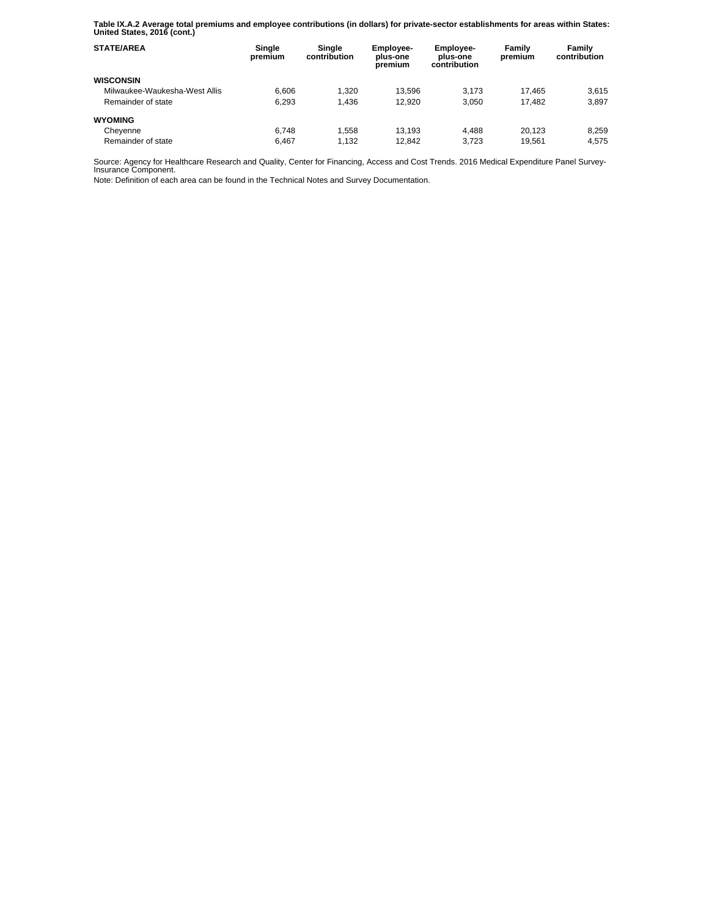**Table IX.A.2 Average total premiums and employee contributions (in dollars) for private-sector establishments for areas within States: United States, 2016 (cont.)**

| STATE/AREA | Single premium | Single contribution | Employee-plus-one premium | Employee-plus-one contribution | Family premium | Family contribution |
|---|---|---|---|---|---|---|
| **WISCONSIN** | | | | | | |
| Milwaukee-Waukesha-West Allis | 6,606 | 1,320 | 13,596 | 3,173 | 17,465 | 3,615 |
| Remainder of state | 6,293 | 1,436 | 12,920 | 3,050 | 17,482 | 3,897 |
| **WYOMING** | | | | | | |
| Cheyenne | 6,748 | 1,558 | 13,193 | 4,488 | 20,123 | 8,259 |
| Remainder of state | 6,467 | 1,132 | 12,842 | 3,723 | 19,561 | 4,575 |

Source: Agency for Healthcare Research and Quality, Center for Financing, Access and Cost Trends. 2016 Medical Expenditure Panel Survey-Insurance Component.

Note: Definition of each area can be found in the Technical Notes and Survey Documentation.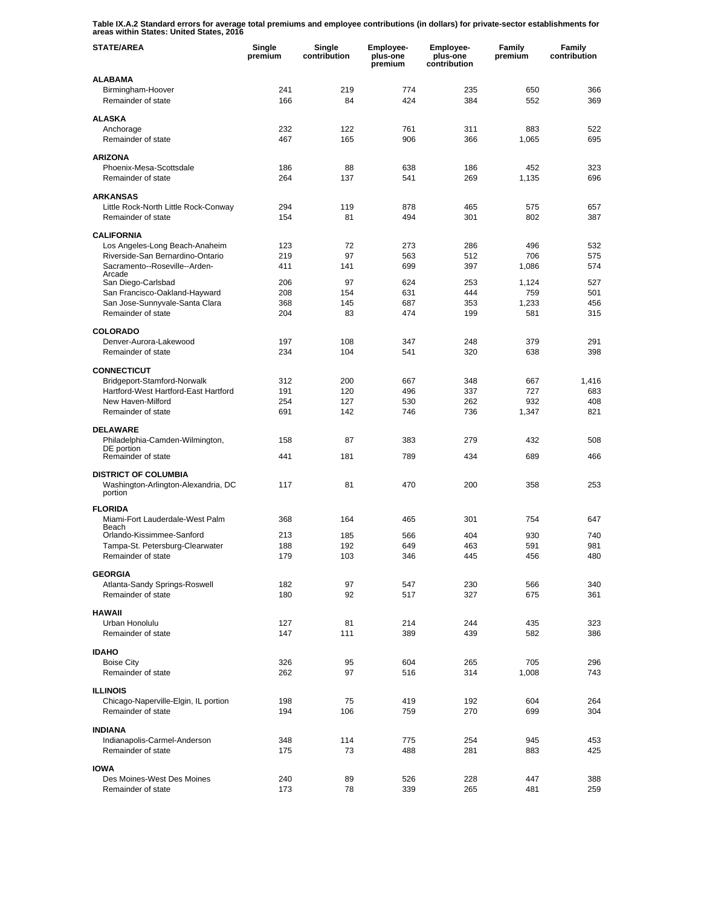**Table IX.A.2 Standard errors for average total premiums and employee contributions (in dollars) for private-sector establishments for areas within States: United States, 2016**

| STATE/AREA | Single premium | Single contribution | Employee-plus-one premium | Employee-plus-one contribution | Family premium | Family contribution |
|---|---|---|---|---|---|---|
| **ALABAMA** | | | | | | |
| Birmingham-Hoover | 241 | 219 | 774 | 235 | 650 | 366 |
| Remainder of state | 166 | 84 | 424 | 384 | 552 | 369 |
| **ALASKA** | | | | | | |
| Anchorage | 232 | 122 | 761 | 311 | 883 | 522 |
| Remainder of state | 467 | 165 | 906 | 366 | 1,065 | 695 |
| **ARIZONA** | | | | | | |
| Phoenix-Mesa-Scottsdale | 186 | 88 | 638 | 186 | 452 | 323 |
| Remainder of state | 264 | 137 | 541 | 269 | 1,135 | 696 |
| **ARKANSAS** | | | | | | |
| Little Rock-North Little Rock-Conway | 294 | 119 | 878 | 465 | 575 | 657 |
| Remainder of state | 154 | 81 | 494 | 301 | 802 | 387 |
| **CALIFORNIA** | | | | | | |
| Los Angeles-Long Beach-Anaheim | 123 | 72 | 273 | 286 | 496 | 532 |
| Riverside-San Bernardino-Ontario | 219 | 97 | 563 | 512 | 706 | 575 |
| Sacramento--Roseville--Arden-Arcade | 411 | 141 | 699 | 397 | 1,086 | 574 |
| San Diego-Carlsbad | 206 | 97 | 624 | 253 | 1,124 | 527 |
| San Francisco-Oakland-Hayward | 208 | 154 | 631 | 444 | 759 | 501 |
| San Jose-Sunnyvale-Santa Clara | 368 | 145 | 687 | 353 | 1,233 | 456 |
| Remainder of state | 204 | 83 | 474 | 199 | 581 | 315 |
| **COLORADO** | | | | | | |
| Denver-Aurora-Lakewood | 197 | 108 | 347 | 248 | 379 | 291 |
| Remainder of state | 234 | 104 | 541 | 320 | 638 | 398 |
| **CONNECTICUT** | | | | | | |
| Bridgeport-Stamford-Norwalk | 312 | 200 | 667 | 348 | 667 | 1,416 |
| Hartford-West Hartford-East Hartford | 191 | 120 | 496 | 337 | 727 | 683 |
| New Haven-Milford | 254 | 127 | 530 | 262 | 932 | 408 |
| Remainder of state | 691 | 142 | 746 | 736 | 1,347 | 821 |
| **DELAWARE** | | | | | | |
| Philadelphia-Camden-Wilmington, DE portion | 158 | 87 | 383 | 279 | 432 | 508 |
| Remainder of state | 441 | 181 | 789 | 434 | 689 | 466 |
| **DISTRICT OF COLUMBIA** | | | | | | |
| Washington-Arlington-Alexandria, DC portion | 117 | 81 | 470 | 200 | 358 | 253 |
| **FLORIDA** | | | | | | |
| Miami-Fort Lauderdale-West Palm Beach | 368 | 164 | 465 | 301 | 754 | 647 |
| Orlando-Kissimmee-Sanford | 213 | 185 | 566 | 404 | 930 | 740 |
| Tampa-St. Petersburg-Clearwater | 188 | 192 | 649 | 463 | 591 | 981 |
| Remainder of state | 179 | 103 | 346 | 445 | 456 | 480 |
| **GEORGIA** | | | | | | |
| Atlanta-Sandy Springs-Roswell | 182 | 97 | 547 | 230 | 566 | 340 |
| Remainder of state | 180 | 92 | 517 | 327 | 675 | 361 |
| **HAWAII** | | | | | | |
| Urban Honolulu | 127 | 81 | 214 | 244 | 435 | 323 |
| Remainder of state | 147 | 111 | 389 | 439 | 582 | 386 |
| **IDAHO** | | | | | | |
| Boise City | 326 | 95 | 604 | 265 | 705 | 296 |
| Remainder of state | 262 | 97 | 516 | 314 | 1,008 | 743 |
| **ILLINOIS** | | | | | | |
| Chicago-Naperville-Elgin, IL portion | 198 | 75 | 419 | 192 | 604 | 264 |
| Remainder of state | 194 | 106 | 759 | 270 | 699 | 304 |
| **INDIANA** | | | | | | |
| Indianapolis-Carmel-Anderson | 348 | 114 | 775 | 254 | 945 | 453 |
| Remainder of state | 175 | 73 | 488 | 281 | 883 | 425 |
| **IOWA** | | | | | | |
| Des Moines-West Des Moines | 240 | 89 | 526 | 228 | 447 | 388 |
| Remainder of state | 173 | 78 | 339 | 265 | 481 | 259 |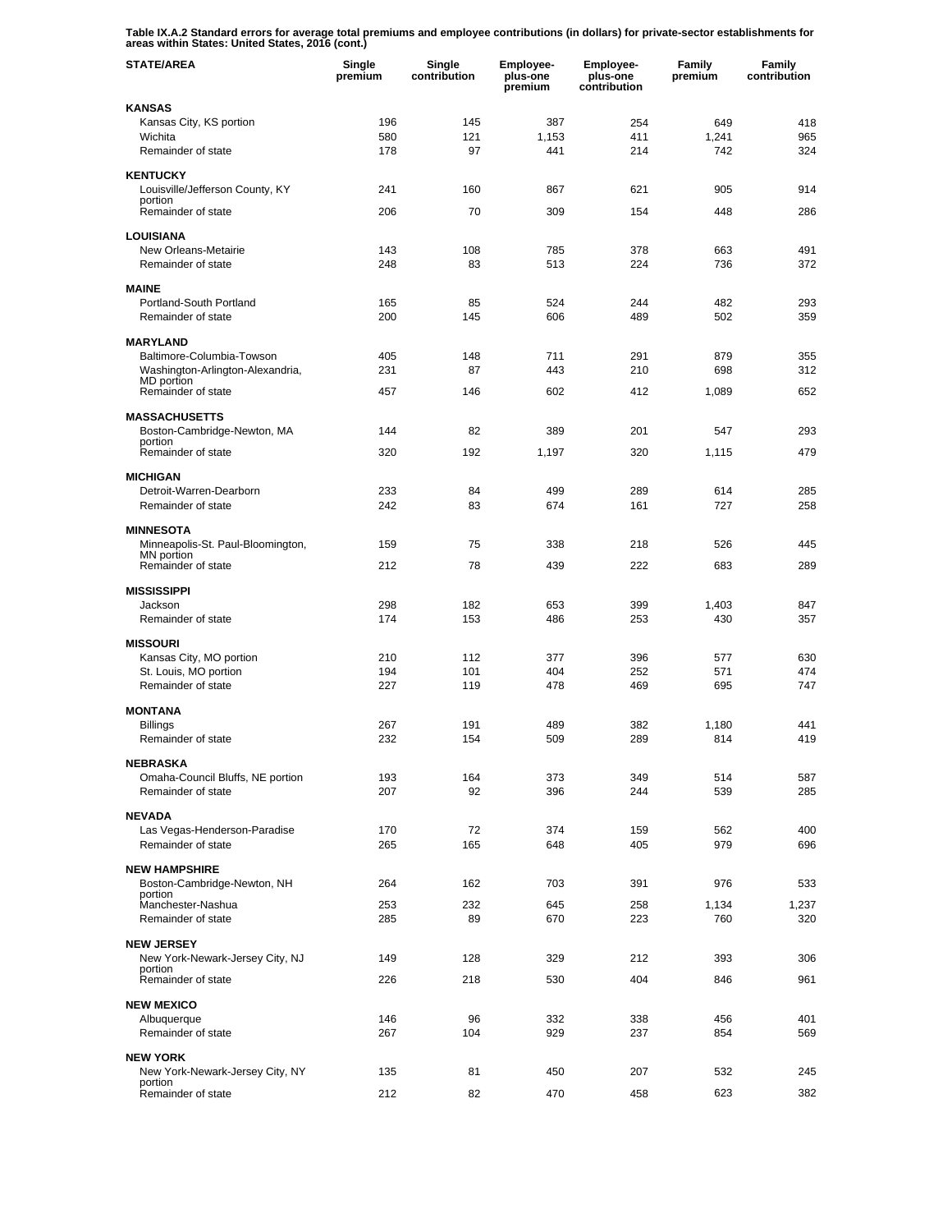**Table IX.A.2 Standard errors for average total premiums and employee contributions (in dollars) for private-sector establishments for areas within States: United States, 2016 (cont.)**

| STATE/AREA | Single premium | Single contribution | Employee-plus-one premium | Employee-plus-one contribution | Family premium | Family contribution |
|---|---|---|---|---|---|---|
| **KANSAS** | | | | | | |
| Kansas City, KS portion | 196 | 145 | 387 | 254 | 649 | 418 |
| Wichita | 580 | 121 | 1,153 | 411 | 1,241 | 965 |
| Remainder of state | 178 | 97 | 441 | 214 | 742 | 324 |
| **KENTUCKY** | | | | | | |
| Louisville/Jefferson County, KY portion | 241 | 160 | 867 | 621 | 905 | 914 |
| Remainder of state | 206 | 70 | 309 | 154 | 448 | 286 |
| **LOUISIANA** | | | | | | |
| New Orleans-Metairie | 143 | 108 | 785 | 378 | 663 | 491 |
| Remainder of state | 248 | 83 | 513 | 224 | 736 | 372 |
| **MAINE** | | | | | | |
| Portland-South Portland | 165 | 85 | 524 | 244 | 482 | 293 |
| Remainder of state | 200 | 145 | 606 | 489 | 502 | 359 |
| **MARYLAND** | | | | | | |
| Baltimore-Columbia-Towson | 405 | 148 | 711 | 291 | 879 | 355 |
| Washington-Arlington-Alexandria, MD portion | 231 | 87 | 443 | 210 | 698 | 312 |
| Remainder of state | 457 | 146 | 602 | 412 | 1,089 | 652 |
| **MASSACHUSETTS** | | | | | | |
| Boston-Cambridge-Newton, MA portion | 144 | 82 | 389 | 201 | 547 | 293 |
| Remainder of state | 320 | 192 | 1,197 | 320 | 1,115 | 479 |
| **MICHIGAN** | | | | | | |
| Detroit-Warren-Dearborn | 233 | 84 | 499 | 289 | 614 | 285 |
| Remainder of state | 242 | 83 | 674 | 161 | 727 | 258 |
| **MINNESOTA** | | | | | | |
| Minneapolis-St. Paul-Bloomington, MN portion | 159 | 75 | 338 | 218 | 526 | 445 |
| Remainder of state | 212 | 78 | 439 | 222 | 683 | 289 |
| **MISSISSIPPI** | | | | | | |
| Jackson | 298 | 182 | 653 | 399 | 1,403 | 847 |
| Remainder of state | 174 | 153 | 486 | 253 | 430 | 357 |
| **MISSOURI** | | | | | | |
| Kansas City, MO portion | 210 | 112 | 377 | 396 | 577 | 630 |
| St. Louis, MO portion | 194 | 101 | 404 | 252 | 571 | 474 |
| Remainder of state | 227 | 119 | 478 | 469 | 695 | 747 |
| **MONTANA** | | | | | | |
| Billings | 267 | 191 | 489 | 382 | 1,180 | 441 |
| Remainder of state | 232 | 154 | 509 | 289 | 814 | 419 |
| **NEBRASKA** | | | | | | |
| Omaha-Council Bluffs, NE portion | 193 | 164 | 373 | 349 | 514 | 587 |
| Remainder of state | 207 | 92 | 396 | 244 | 539 | 285 |
| **NEVADA** | | | | | | |
| Las Vegas-Henderson-Paradise | 170 | 72 | 374 | 159 | 562 | 400 |
| Remainder of state | 265 | 165 | 648 | 405 | 979 | 696 |
| **NEW HAMPSHIRE** | | | | | | |
| Boston-Cambridge-Newton, NH portion | 264 | 162 | 703 | 391 | 976 | 533 |
| Manchester-Nashua | 253 | 232 | 645 | 258 | 1,134 | 1,237 |
| Remainder of state | 285 | 89 | 670 | 223 | 760 | 320 |
| **NEW JERSEY** | | | | | | |
| New York-Newark-Jersey City, NJ portion | 149 | 128 | 329 | 212 | 393 | 306 |
| Remainder of state | 226 | 218 | 530 | 404 | 846 | 961 |
| **NEW MEXICO** | | | | | | |
| Albuquerque | 146 | 96 | 332 | 338 | 456 | 401 |
| Remainder of state | 267 | 104 | 929 | 237 | 854 | 569 |
| **NEW YORK** | | | | | | |
| New York-Newark-Jersey City, NY portion | 135 | 81 | 450 | 207 | 532 | 245 |
| Remainder of state | 212 | 82 | 470 | 458 | 623 | 382 |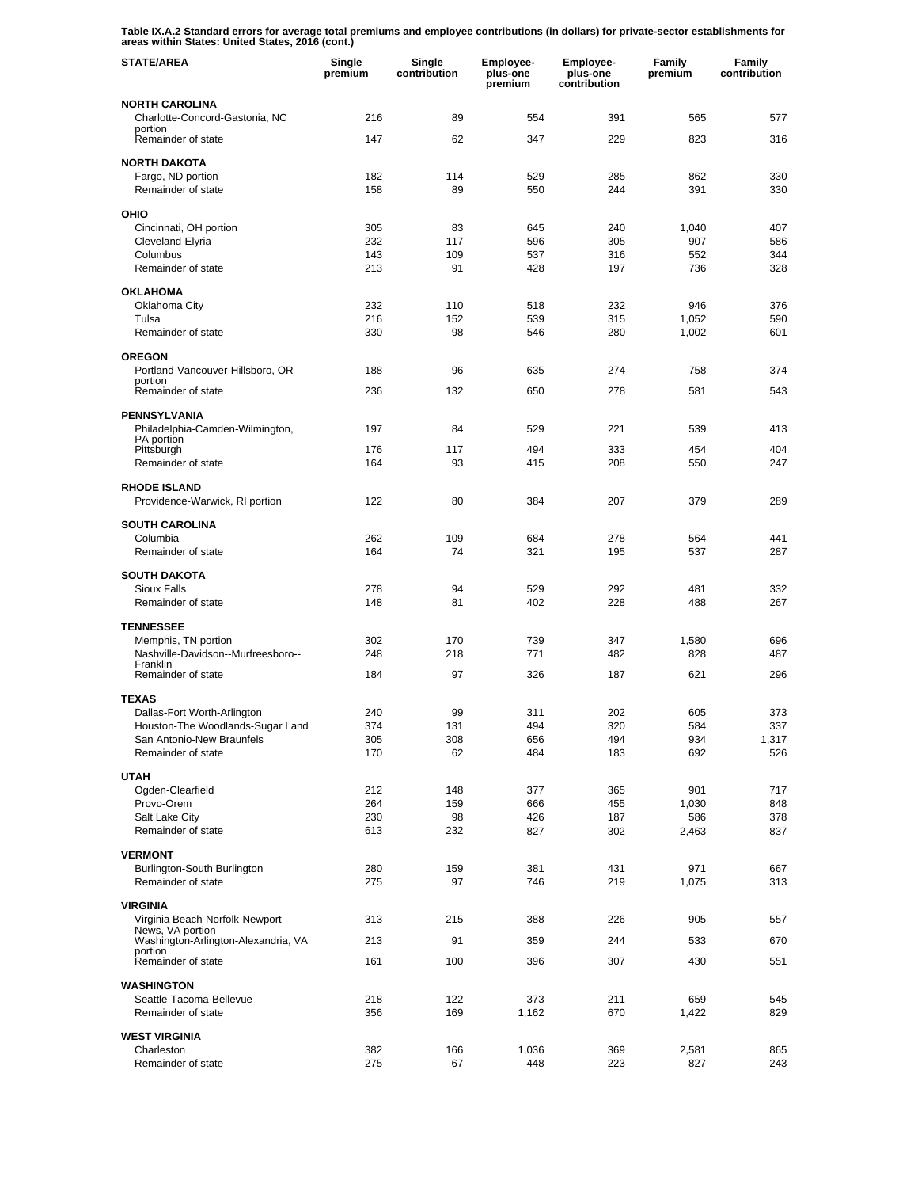**Table IX.A.2 Standard errors for average total premiums and employee contributions (in dollars) for private-sector establishments for areas within States: United States, 2016 (cont.)**

| STATE/AREA | Single premium | Single contribution | Employee-plus-one premium | Employee-plus-one contribution | Family premium | Family contribution |
|---|---|---|---|---|---|---|
| **NORTH CAROLINA** | | | | | | |
| Charlotte-Concord-Gastonia, NC portion | 216 | 89 | 554 | 391 | 565 | 577 |
| Remainder of state | 147 | 62 | 347 | 229 | 823 | 316 |
| **NORTH DAKOTA** | | | | | | |
| Fargo, ND portion | 182 | 114 | 529 | 285 | 862 | 330 |
| Remainder of state | 158 | 89 | 550 | 244 | 391 | 330 |
| **OHIO** | | | | | | |
| Cincinnati, OH portion | 305 | 83 | 645 | 240 | 1,040 | 407 |
| Cleveland-Elyria | 232 | 117 | 596 | 305 | 907 | 586 |
| Columbus | 143 | 109 | 537 | 316 | 552 | 344 |
| Remainder of state | 213 | 91 | 428 | 197 | 736 | 328 |
| **OKLAHOMA** | | | | | | |
| Oklahoma City | 232 | 110 | 518 | 232 | 946 | 376 |
| Tulsa | 216 | 152 | 539 | 315 | 1,052 | 590 |
| Remainder of state | 330 | 98 | 546 | 280 | 1,002 | 601 |
| **OREGON** | | | | | | |
| Portland-Vancouver-Hillsboro, OR portion | 188 | 96 | 635 | 274 | 758 | 374 |
| Remainder of state | 236 | 132 | 650 | 278 | 581 | 543 |
| **PENNSYLVANIA** | | | | | | |
| Philadelphia-Camden-Wilmington, PA portion | 197 | 84 | 529 | 221 | 539 | 413 |
| Pittsburgh | 176 | 117 | 494 | 333 | 454 | 404 |
| Remainder of state | 164 | 93 | 415 | 208 | 550 | 247 |
| **RHODE ISLAND** | | | | | | |
| Providence-Warwick, RI portion | 122 | 80 | 384 | 207 | 379 | 289 |
| **SOUTH CAROLINA** | | | | | | |
| Columbia | 262 | 109 | 684 | 278 | 564 | 441 |
| Remainder of state | 164 | 74 | 321 | 195 | 537 | 287 |
| **SOUTH DAKOTA** | | | | | | |
| Sioux Falls | 278 | 94 | 529 | 292 | 481 | 332 |
| Remainder of state | 148 | 81 | 402 | 228 | 488 | 267 |
| **TENNESSEE** | | | | | | |
| Memphis, TN portion | 302 | 170 | 739 | 347 | 1,580 | 696 |
| Nashville-Davidson--Murfreesboro--Franklin | 248 | 218 | 771 | 482 | 828 | 487 |
| Remainder of state | 184 | 97 | 326 | 187 | 621 | 296 |
| **TEXAS** | | | | | | |
| Dallas-Fort Worth-Arlington | 240 | 99 | 311 | 202 | 605 | 373 |
| Houston-The Woodlands-Sugar Land | 374 | 131 | 494 | 320 | 584 | 337 |
| San Antonio-New Braunfels | 305 | 308 | 656 | 494 | 934 | 1,317 |
| Remainder of state | 170 | 62 | 484 | 183 | 692 | 526 |
| **UTAH** | | | | | | |
| Ogden-Clearfield | 212 | 148 | 377 | 365 | 901 | 717 |
| Provo-Orem | 264 | 159 | 666 | 455 | 1,030 | 848 |
| Salt Lake City | 230 | 98 | 426 | 187 | 586 | 378 |
| Remainder of state | 613 | 232 | 827 | 302 | 2,463 | 837 |
| **VERMONT** | | | | | | |
| Burlington-South Burlington | 280 | 159 | 381 | 431 | 971 | 667 |
| Remainder of state | 275 | 97 | 746 | 219 | 1,075 | 313 |
| **VIRGINIA** | | | | | | |
| Virginia Beach-Norfolk-Newport News, VA portion | 313 | 215 | 388 | 226 | 905 | 557 |
| Washington-Arlington-Alexandria, VA portion | 213 | 91 | 359 | 244 | 533 | 670 |
| Remainder of state | 161 | 100 | 396 | 307 | 430 | 551 |
| **WASHINGTON** | | | | | | |
| Seattle-Tacoma-Bellevue | 218 | 122 | 373 | 211 | 659 | 545 |
| Remainder of state | 356 | 169 | 1,162 | 670 | 1,422 | 829 |
| **WEST VIRGINIA** | | | | | | |
| Charleston | 382 | 166 | 1,036 | 369 | 2,581 | 865 |
| Remainder of state | 275 | 67 | 448 | 223 | 827 | 243 |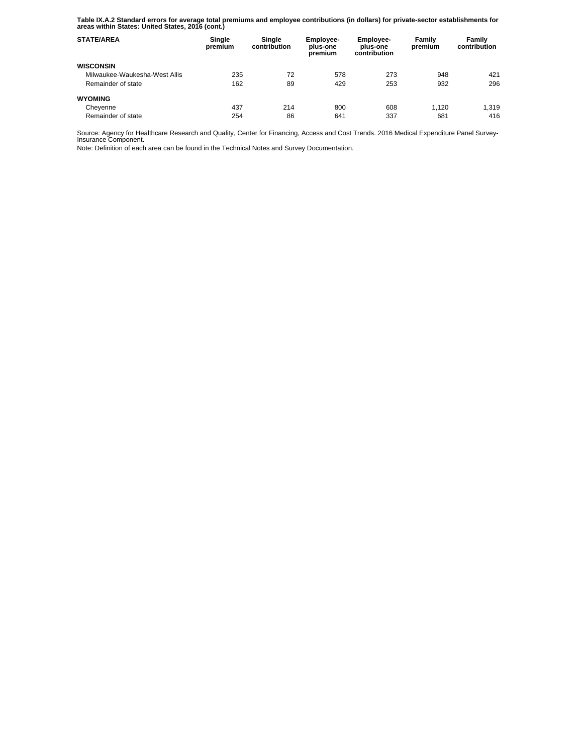**Table IX.A.2 Standard errors for average total premiums and employee contributions (in dollars) for private-sector establishments for areas within States: United States, 2016 (cont.)**

| STATE/AREA | Single premium | Single contribution | Employee-plus-one premium | Employee-plus-one contribution | Family premium | Family contribution |
|---|---|---|---|---|---|---|
| **WISCONSIN** | | | | | | |
| Milwaukee-Waukesha-West Allis | 235 | 72 | 578 | 273 | 948 | 421 |
| Remainder of state | 162 | 89 | 429 | 253 | 932 | 296 |
| **WYOMING** | | | | | | |
| Cheyenne | 437 | 214 | 800 | 608 | 1,120 | 1,319 |
| Remainder of state | 254 | 86 | 641 | 337 | 681 | 416 |

Source: Agency for Healthcare Research and Quality, Center for Financing, Access and Cost Trends. 2016 Medical Expenditure Panel Survey-Insurance Component.

Note: Definition of each area can be found in the Technical Notes and Survey Documentation.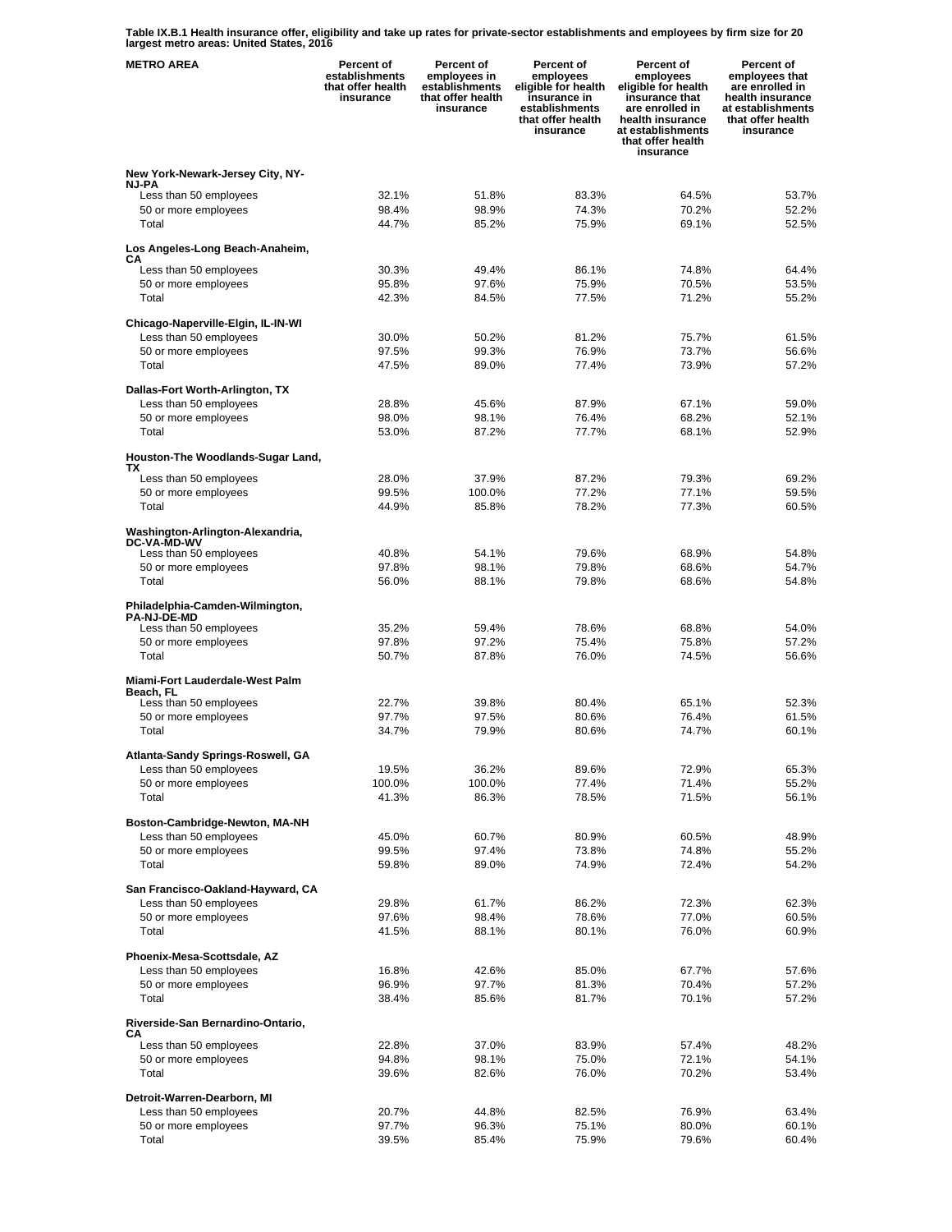**Table IX.B.1 Health insurance offer, eligibility and take up rates for private-sector establishments and employees by firm size for 20 largest metro areas: United States, 2016**

| METRO AREA | Percent of establishments that offer health insurance | Percent of employees in establishments that offer health insurance | Percent of employees eligible for health insurance in establishments that offer health insurance | Percent of employees eligible for health insurance that are enrolled in health insurance at establishments that offer health insurance | Percent of employees that are enrolled in health insurance at establishments that offer health insurance |
|---|---|---|---|---|---|
| **New York-Newark-Jersey City, NY-NJ-PA** | | | | | |
| Less than 50 employees | 32.1% | 51.8% | 83.3% | 64.5% | 53.7% |
| 50 or more employees | 98.4% | 98.9% | 74.3% | 70.2% | 52.2% |
| Total | 44.7% | 85.2% | 75.9% | 69.1% | 52.5% |
| **Los Angeles-Long Beach-Anaheim, CA** | | | | | |
| Less than 50 employees | 30.3% | 49.4% | 86.1% | 74.8% | 64.4% |
| 50 or more employees | 95.8% | 97.6% | 75.9% | 70.5% | 53.5% |
| Total | 42.3% | 84.5% | 77.5% | 71.2% | 55.2% |
| **Chicago-Naperville-Elgin, IL-IN-WI** | | | | | |
| Less than 50 employees | 30.0% | 50.2% | 81.2% | 75.7% | 61.5% |
| 50 or more employees | 97.5% | 99.3% | 76.9% | 73.7% | 56.6% |
| Total | 47.5% | 89.0% | 77.4% | 73.9% | 57.2% |
| **Dallas-Fort Worth-Arlington, TX** | | | | | |
| Less than 50 employees | 28.8% | 45.6% | 87.9% | 67.1% | 59.0% |
| 50 or more employees | 98.0% | 98.1% | 76.4% | 68.2% | 52.1% |
| Total | 53.0% | 87.2% | 77.7% | 68.1% | 52.9% |
| **Houston-The Woodlands-Sugar Land, TX** | | | | | |
| Less than 50 employees | 28.0% | 37.9% | 87.2% | 79.3% | 69.2% |
| 50 or more employees | 99.5% | 100.0% | 77.2% | 77.1% | 59.5% |
| Total | 44.9% | 85.8% | 78.2% | 77.3% | 60.5% |
| **Washington-Arlington-Alexandria, DC-VA-MD-WV** | | | | | |
| Less than 50 employees | 40.8% | 54.1% | 79.6% | 68.9% | 54.8% |
| 50 or more employees | 97.8% | 98.1% | 79.8% | 68.6% | 54.7% |
| Total | 56.0% | 88.1% | 79.8% | 68.6% | 54.8% |
| **Philadelphia-Camden-Wilmington, PA-NJ-DE-MD** | | | | | |
| Less than 50 employees | 35.2% | 59.4% | 78.6% | 68.8% | 54.0% |
| 50 or more employees | 97.8% | 97.2% | 75.4% | 75.8% | 57.2% |
| Total | 50.7% | 87.8% | 76.0% | 74.5% | 56.6% |
| **Miami-Fort Lauderdale-West Palm Beach, FL** | | | | | |
| Less than 50 employees | 22.7% | 39.8% | 80.4% | 65.1% | 52.3% |
| 50 or more employees | 97.7% | 97.5% | 80.6% | 76.4% | 61.5% |
| Total | 34.7% | 79.9% | 80.6% | 74.7% | 60.1% |
| **Atlanta-Sandy Springs-Roswell, GA** | | | | | |
| Less than 50 employees | 19.5% | 36.2% | 89.6% | 72.9% | 65.3% |
| 50 or more employees | 100.0% | 100.0% | 77.4% | 71.4% | 55.2% |
| Total | 41.3% | 86.3% | 78.5% | 71.5% | 56.1% |
| **Boston-Cambridge-Newton, MA-NH** | | | | | |
| Less than 50 employees | 45.0% | 60.7% | 80.9% | 60.5% | 48.9% |
| 50 or more employees | 99.5% | 97.4% | 73.8% | 74.8% | 55.2% |
| Total | 59.8% | 89.0% | 74.9% | 72.4% | 54.2% |
| **San Francisco-Oakland-Hayward, CA** | | | | | |
| Less than 50 employees | 29.8% | 61.7% | 86.2% | 72.3% | 62.3% |
| 50 or more employees | 97.6% | 98.4% | 78.6% | 77.0% | 60.5% |
| Total | 41.5% | 88.1% | 80.1% | 76.0% | 60.9% |
| **Phoenix-Mesa-Scottsdale, AZ** | | | | | |
| Less than 50 employees | 16.8% | 42.6% | 85.0% | 67.7% | 57.6% |
| 50 or more employees | 96.9% | 97.7% | 81.3% | 70.4% | 57.2% |
| Total | 38.4% | 85.6% | 81.7% | 70.1% | 57.2% |
| **Riverside-San Bernardino-Ontario, CA** | | | | | |
| Less than 50 employees | 22.8% | 37.0% | 83.9% | 57.4% | 48.2% |
| 50 or more employees | 94.8% | 98.1% | 75.0% | 72.1% | 54.1% |
| Total | 39.6% | 82.6% | 76.0% | 70.2% | 53.4% |
| **Detroit-Warren-Dearborn, MI** | | | | | |
| Less than 50 employees | 20.7% | 44.8% | 82.5% | 76.9% | 63.4% |
| 50 or more employees | 97.7% | 96.3% | 75.1% | 80.0% | 60.1% |
| Total | 39.5% | 85.4% | 75.9% | 79.6% | 60.4% |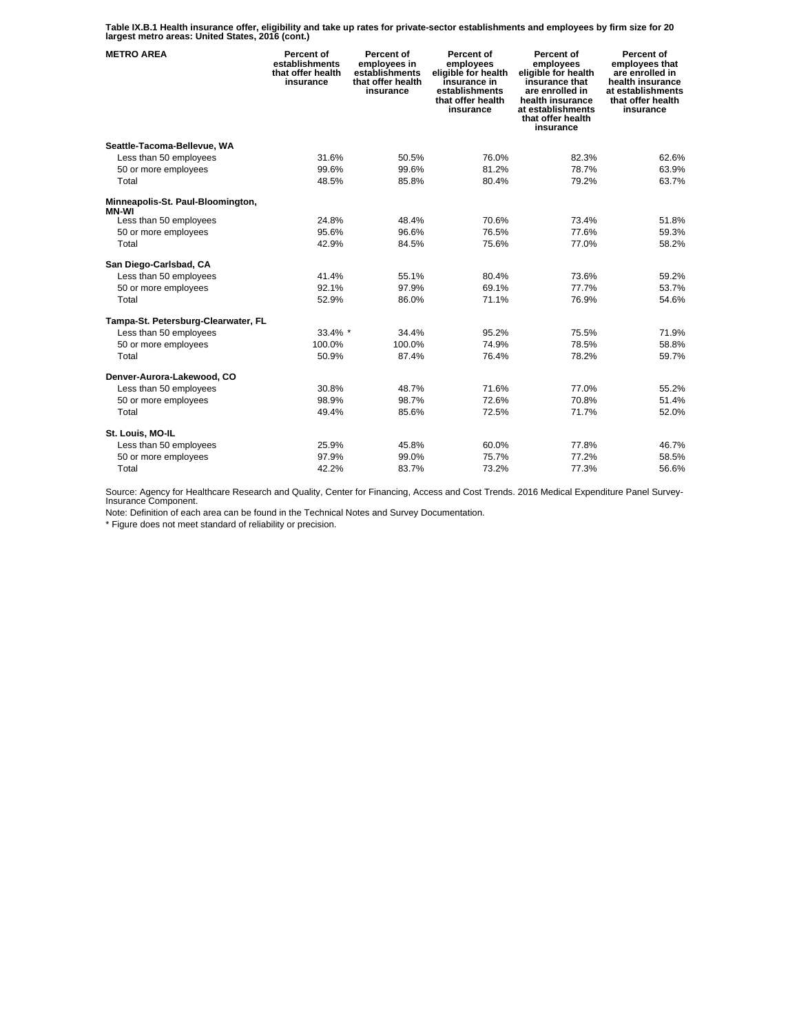**Table IX.B.1 Health insurance offer, eligibility and take up rates for private-sector establishments and employees by firm size for 20 largest metro areas: United States, 2016 (cont.)**

| METRO AREA | Percent of establishments that offer health insurance | Percent of employees in establishments that offer health insurance | Percent of employees eligible for health insurance in establishments that offer health insurance | Percent of employees eligible for health insurance that are enrolled in health insurance at establishments that offer health insurance | Percent of employees that are enrolled in health insurance at establishments that offer health insurance |
|---|---|---|---|---|---|
| **Seattle-Tacoma-Bellevue, WA** | | | | | |
| Less than 50 employees | 31.6% | 50.5% | 76.0% | 82.3% | 62.6% |
| 50 or more employees | 99.6% | 99.6% | 81.2% | 78.7% | 63.9% |
| Total | 48.5% | 85.8% | 80.4% | 79.2% | 63.7% |
| **Minneapolis-St. Paul-Bloomington, MN-WI** | | | | | |
| Less than 50 employees | 24.8% | 48.4% | 70.6% | 73.4% | 51.8% |
| 50 or more employees | 95.6% | 96.6% | 76.5% | 77.6% | 59.3% |
| Total | 42.9% | 84.5% | 75.6% | 77.0% | 58.2% |
| **San Diego-Carlsbad, CA** | | | | | |
| Less than 50 employees | 41.4% | 55.1% | 80.4% | 73.6% | 59.2% |
| 50 or more employees | 92.1% | 97.9% | 69.1% | 77.7% | 53.7% |
| Total | 52.9% | 86.0% | 71.1% | 76.9% | 54.6% |
| **Tampa-St. Petersburg-Clearwater, FL** | | | | | |
| Less than 50 employees | 33.4% * | 34.4% | 95.2% | 75.5% | 71.9% |
| 50 or more employees | 100.0% | 100.0% | 74.9% | 78.5% | 58.8% |
| Total | 50.9% | 87.4% | 76.4% | 78.2% | 59.7% |
| **Denver-Aurora-Lakewood, CO** | | | | | |
| Less than 50 employees | 30.8% | 48.7% | 71.6% | 77.0% | 55.2% |
| 50 or more employees | 98.9% | 98.7% | 72.6% | 70.8% | 51.4% |
| Total | 49.4% | 85.6% | 72.5% | 71.7% | 52.0% |
| **St. Louis, MO-IL** | | | | | |
| Less than 50 employees | 25.9% | 45.8% | 60.0% | 77.8% | 46.7% |
| 50 or more employees | 97.9% | 99.0% | 75.7% | 77.2% | 58.5% |
| Total | 42.2% | 83.7% | 73.2% | 77.3% | 56.6% |

Source: Agency for Healthcare Research and Quality, Center for Financing, Access and Cost Trends. 2016 Medical Expenditure Panel Survey-Insurance Component.

Note: Definition of each area can be found in the Technical Notes and Survey Documentation.

* Figure does not meet standard of reliability or precision.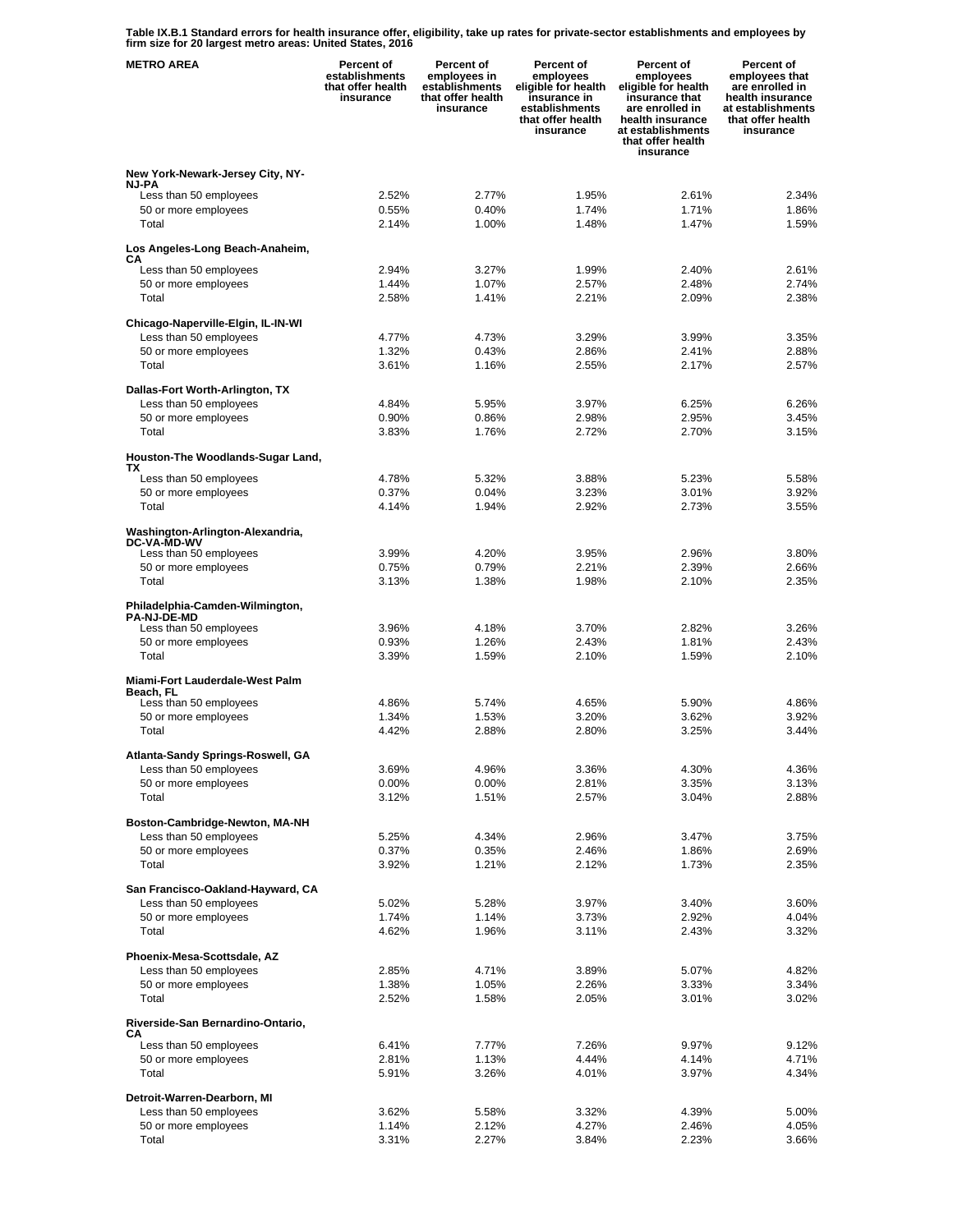**Table IX.B.1 Standard errors for health insurance offer, eligibility, take up rates for private-sector establishments and employees by firm size for 20 largest metro areas: United States, 2016**

| METRO AREA | Percent of establishments that offer health insurance | Percent of employees in establishments that offer health insurance | Percent of employees eligible for health insurance in establishments that offer health insurance | Percent of employees eligible for health insurance that are enrolled in health insurance at establishments that offer health insurance | Percent of employees that are enrolled in health insurance at establishments that offer health insurance |
|---|---|---|---|---|---|
| **New York-Newark-Jersey City, NY-NJ-PA** | | | | | |
| Less than 50 employees | 2.52% | 2.77% | 1.95% | 2.61% | 2.34% |
| 50 or more employees | 0.55% | 0.40% | 1.74% | 1.71% | 1.86% |
| Total | 2.14% | 1.00% | 1.48% | 1.47% | 1.59% |
| **Los Angeles-Long Beach-Anaheim, CA** | | | | | |
| Less than 50 employees | 2.94% | 3.27% | 1.99% | 2.40% | 2.61% |
| 50 or more employees | 1.44% | 1.07% | 2.57% | 2.48% | 2.74% |
| Total | 2.58% | 1.41% | 2.21% | 2.09% | 2.38% |
| **Chicago-Naperville-Elgin, IL-IN-WI** | | | | | |
| Less than 50 employees | 4.77% | 4.73% | 3.29% | 3.99% | 3.35% |
| 50 or more employees | 1.32% | 0.43% | 2.86% | 2.41% | 2.88% |
| Total | 3.61% | 1.16% | 2.55% | 2.17% | 2.57% |
| **Dallas-Fort Worth-Arlington, TX** | | | | | |
| Less than 50 employees | 4.84% | 5.95% | 3.97% | 6.25% | 6.26% |
| 50 or more employees | 0.90% | 0.86% | 2.98% | 2.95% | 3.45% |
| Total | 3.83% | 1.76% | 2.72% | 2.70% | 3.15% |
| **Houston-The Woodlands-Sugar Land, TX** | | | | | |
| Less than 50 employees | 4.78% | 5.32% | 3.88% | 5.23% | 5.58% |
| 50 or more employees | 0.37% | 0.04% | 3.23% | 3.01% | 3.92% |
| Total | 4.14% | 1.94% | 2.92% | 2.73% | 3.55% |
| **Washington-Arlington-Alexandria, DC-VA-MD-WV** | | | | | |
| Less than 50 employees | 3.99% | 4.20% | 3.95% | 2.96% | 3.80% |
| 50 or more employees | 0.75% | 0.79% | 2.21% | 2.39% | 2.66% |
| Total | 3.13% | 1.38% | 1.98% | 2.10% | 2.35% |
| **Philadelphia-Camden-Wilmington, PA-NJ-DE-MD** | | | | | |
| Less than 50 employees | 3.96% | 4.18% | 3.70% | 2.82% | 3.26% |
| 50 or more employees | 0.93% | 1.26% | 2.43% | 1.81% | 2.43% |
| Total | 3.39% | 1.59% | 2.10% | 1.59% | 2.10% |
| **Miami-Fort Lauderdale-West Palm Beach, FL** | | | | | |
| Less than 50 employees | 4.86% | 5.74% | 4.65% | 5.90% | 4.86% |
| 50 or more employees | 1.34% | 1.53% | 3.20% | 3.62% | 3.92% |
| Total | 4.42% | 2.88% | 2.80% | 3.25% | 3.44% |
| **Atlanta-Sandy Springs-Roswell, GA** | | | | | |
| Less than 50 employees | 3.69% | 4.96% | 3.36% | 4.30% | 4.36% |
| 50 or more employees | 0.00% | 0.00% | 2.81% | 3.35% | 3.13% |
| Total | 3.12% | 1.51% | 2.57% | 3.04% | 2.88% |
| **Boston-Cambridge-Newton, MA-NH** | | | | | |
| Less than 50 employees | 5.25% | 4.34% | 2.96% | 3.47% | 3.75% |
| 50 or more employees | 0.37% | 0.35% | 2.46% | 1.86% | 2.69% |
| Total | 3.92% | 1.21% | 2.12% | 1.73% | 2.35% |
| **San Francisco-Oakland-Hayward, CA** | | | | | |
| Less than 50 employees | 5.02% | 5.28% | 3.97% | 3.40% | 3.60% |
| 50 or more employees | 1.74% | 1.14% | 3.73% | 2.92% | 4.04% |
| Total | 4.62% | 1.96% | 3.11% | 2.43% | 3.32% |
| **Phoenix-Mesa-Scottsdale, AZ** | | | | | |
| Less than 50 employees | 2.85% | 4.71% | 3.89% | 5.07% | 4.82% |
| 50 or more employees | 1.38% | 1.05% | 2.26% | 3.33% | 3.34% |
| Total | 2.52% | 1.58% | 2.05% | 3.01% | 3.02% |
| **Riverside-San Bernardino-Ontario, CA** | | | | | |
| Less than 50 employees | 6.41% | 7.77% | 7.26% | 9.97% | 9.12% |
| 50 or more employees | 2.81% | 1.13% | 4.44% | 4.14% | 4.71% |
| Total | 5.91% | 3.26% | 4.01% | 3.97% | 4.34% |
| **Detroit-Warren-Dearborn, MI** | | | | | |
| Less than 50 employees | 3.62% | 5.58% | 3.32% | 4.39% | 5.00% |
| 50 or more employees | 1.14% | 2.12% | 4.27% | 2.46% | 4.05% |
| Total | 3.31% | 2.27% | 3.84% | 2.23% | 3.66% |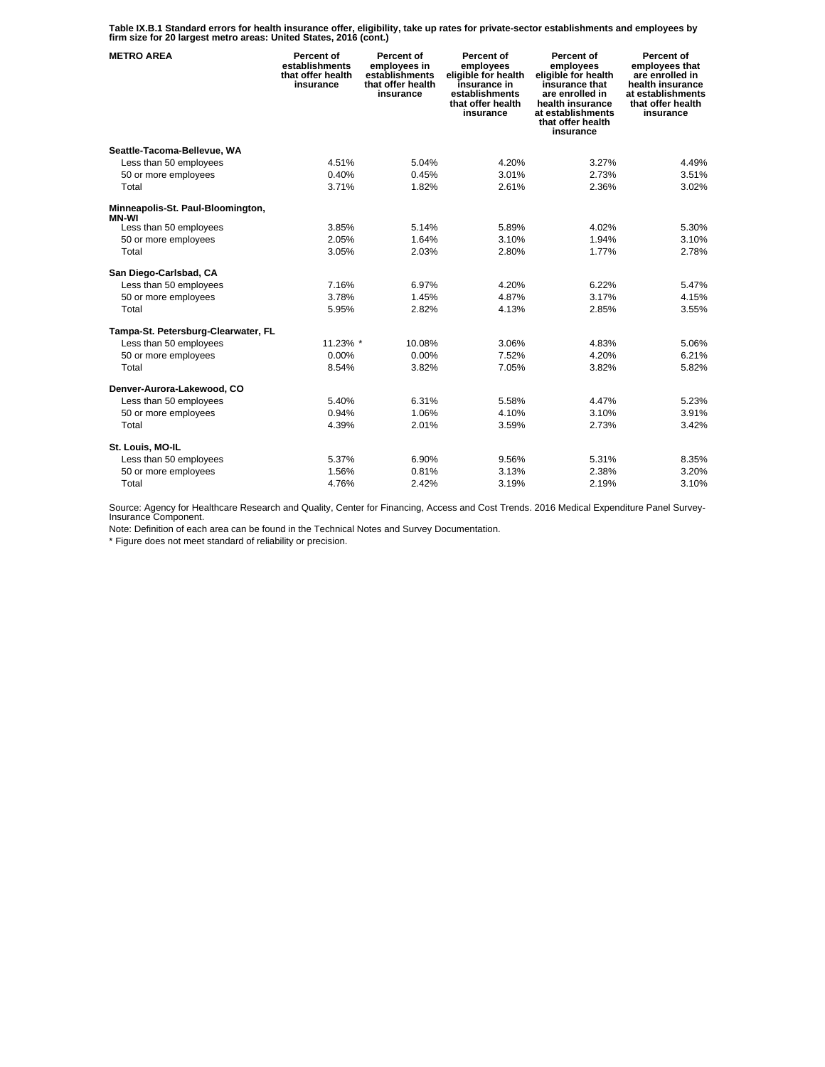**Table IX.B.1 Standard errors for health insurance offer, eligibility, take up rates for private-sector establishments and employees by firm size for 20 largest metro areas: United States, 2016 (cont.)**

| METRO AREA | Percent of establishments that offer health insurance | Percent of employees in establishments that offer health insurance | Percent of employees eligible for health insurance in establishments that offer health insurance | Percent of employees eligible for health insurance that are enrolled in health insurance at establishments that offer health insurance | Percent of employees that are enrolled in health insurance at establishments that offer health insurance |
|---|---|---|---|---|---|
| **Seattle-Tacoma-Bellevue, WA** | | | | | |
| Less than 50 employees | 4.51% | 5.04% | 4.20% | 3.27% | 4.49% |
| 50 or more employees | 0.40% | 0.45% | 3.01% | 2.73% | 3.51% |
| Total | 3.71% | 1.82% | 2.61% | 2.36% | 3.02% |
| **Minneapolis-St. Paul-Bloomington, MN-WI** | | | | | |
| Less than 50 employees | 3.85% | 5.14% | 5.89% | 4.02% | 5.30% |
| 50 or more employees | 2.05% | 1.64% | 3.10% | 1.94% | 3.10% |
| Total | 3.05% | 2.03% | 2.80% | 1.77% | 2.78% |
| **San Diego-Carlsbad, CA** | | | | | |
| Less than 50 employees | 7.16% | 6.97% | 4.20% | 6.22% | 5.47% |
| 50 or more employees | 3.78% | 1.45% | 4.87% | 3.17% | 4.15% |
| Total | 5.95% | 2.82% | 4.13% | 2.85% | 3.55% |
| **Tampa-St. Petersburg-Clearwater, FL** | | | | | |
| Less than 50 employees | 11.23% * | 10.08% | 3.06% | 4.83% | 5.06% |
| 50 or more employees | 0.00% | 0.00% | 7.52% | 4.20% | 6.21% |
| Total | 8.54% | 3.82% | 7.05% | 3.82% | 5.82% |
| **Denver-Aurora-Lakewood, CO** | | | | | |
| Less than 50 employees | 5.40% | 6.31% | 5.58% | 4.47% | 5.23% |
| 50 or more employees | 0.94% | 1.06% | 4.10% | 3.10% | 3.91% |
| Total | 4.39% | 2.01% | 3.59% | 2.73% | 3.42% |
| **St. Louis, MO-IL** | | | | | |
| Less than 50 employees | 5.37% | 6.90% | 9.56% | 5.31% | 8.35% |
| 50 or more employees | 1.56% | 0.81% | 3.13% | 2.38% | 3.20% |
| Total | 4.76% | 2.42% | 3.19% | 2.19% | 3.10% |

Source: Agency for Healthcare Research and Quality, Center for Financing, Access and Cost Trends. 2016 Medical Expenditure Panel Survey-Insurance Component.

Note: Definition of each area can be found in the Technical Notes and Survey Documentation.

* Figure does not meet standard of reliability or precision.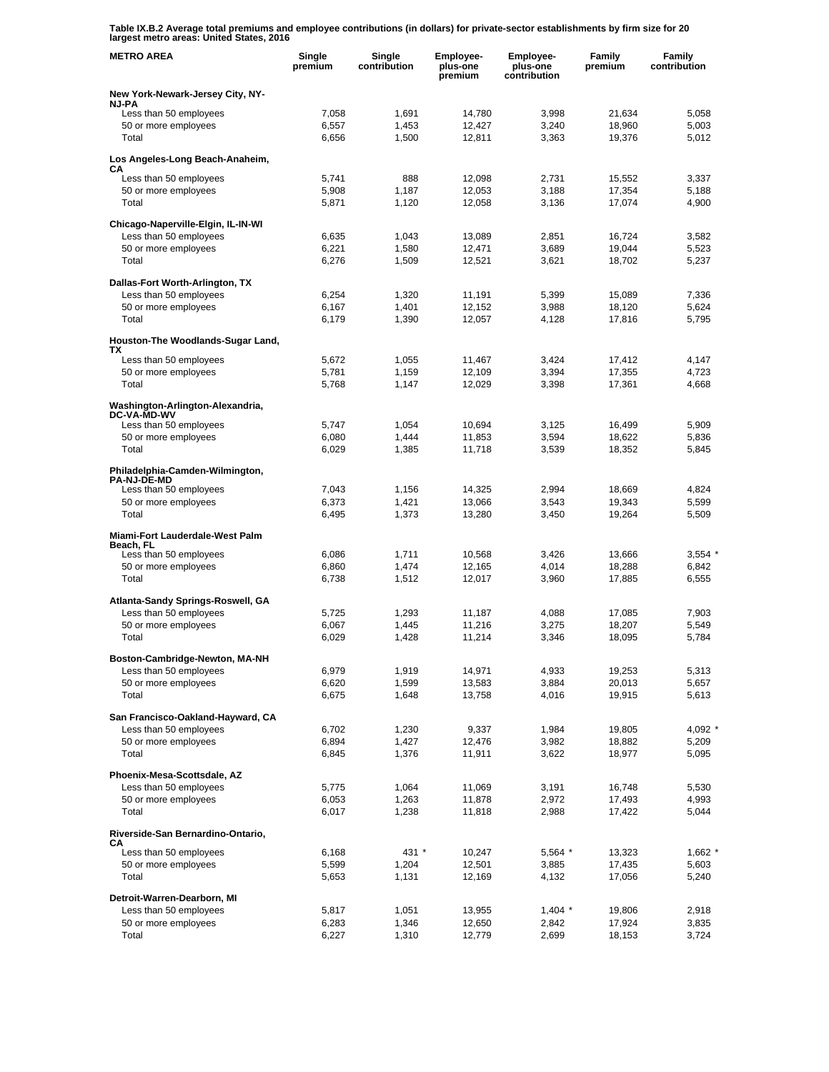**Table IX.B.2 Average total premiums and employee contributions (in dollars) for private-sector establishments by firm size for 20 largest metro areas: United States, 2016**

| METRO AREA | Single premium | Single contribution | Employee-plus-one premium | Employee-plus-one contribution | Family premium | Family contribution |
|---|---|---|---|---|---|---|
| **New York-Newark-Jersey City, NY-NJ-PA** | | | | | | |
| Less than 50 employees | 7,058 | 1,691 | 14,780 | 3,998 | 21,634 | 5,058 |
| 50 or more employees | 6,557 | 1,453 | 12,427 | 3,240 | 18,960 | 5,003 |
| Total | 6,656 | 1,500 | 12,811 | 3,363 | 19,376 | 5,012 |
| **Los Angeles-Long Beach-Anaheim, CA** | | | | | | |
| Less than 50 employees | 5,741 | 888 | 12,098 | 2,731 | 15,552 | 3,337 |
| 50 or more employees | 5,908 | 1,187 | 12,053 | 3,188 | 17,354 | 5,188 |
| Total | 5,871 | 1,120 | 12,058 | 3,136 | 17,074 | 4,900 |
| **Chicago-Naperville-Elgin, IL-IN-WI** | | | | | | |
| Less than 50 employees | 6,635 | 1,043 | 13,089 | 2,851 | 16,724 | 3,582 |
| 50 or more employees | 6,221 | 1,580 | 12,471 | 3,689 | 19,044 | 5,523 |
| Total | 6,276 | 1,509 | 12,521 | 3,621 | 18,702 | 5,237 |
| **Dallas-Fort Worth-Arlington, TX** | | | | | | |
| Less than 50 employees | 6,254 | 1,320 | 11,191 | 5,399 | 15,089 | 7,336 |
| 50 or more employees | 6,167 | 1,401 | 12,152 | 3,988 | 18,120 | 5,624 |
| Total | 6,179 | 1,390 | 12,057 | 4,128 | 17,816 | 5,795 |
| **Houston-The Woodlands-Sugar Land, TX** | | | | | | |
| Less than 50 employees | 5,672 | 1,055 | 11,467 | 3,424 | 17,412 | 4,147 |
| 50 or more employees | 5,781 | 1,159 | 12,109 | 3,394 | 17,355 | 4,723 |
| Total | 5,768 | 1,147 | 12,029 | 3,398 | 17,361 | 4,668 |
| **Washington-Arlington-Alexandria, DC-VA-MD-WV** | | | | | | |
| Less than 50 employees | 5,747 | 1,054 | 10,694 | 3,125 | 16,499 | 5,909 |
| 50 or more employees | 6,080 | 1,444 | 11,853 | 3,594 | 18,622 | 5,836 |
| Total | 6,029 | 1,385 | 11,718 | 3,539 | 18,352 | 5,845 |
| **Philadelphia-Camden-Wilmington, PA-NJ-DE-MD** | | | | | | |
| Less than 50 employees | 7,043 | 1,156 | 14,325 | 2,994 | 18,669 | 4,824 |
| 50 or more employees | 6,373 | 1,421 | 13,066 | 3,543 | 19,343 | 5,599 |
| Total | 6,495 | 1,373 | 13,280 | 3,450 | 19,264 | 5,509 |
| **Miami-Fort Lauderdale-West Palm Beach, FL** | | | | | | |
| Less than 50 employees | 6,086 | 1,711 | 10,568 | 3,426 | 13,666 | 3,554 * |
| 50 or more employees | 6,860 | 1,474 | 12,165 | 4,014 | 18,288 | 6,842 |
| Total | 6,738 | 1,512 | 12,017 | 3,960 | 17,885 | 6,555 |
| **Atlanta-Sandy Springs-Roswell, GA** | | | | | | |
| Less than 50 employees | 5,725 | 1,293 | 11,187 | 4,088 | 17,085 | 7,903 |
| 50 or more employees | 6,067 | 1,445 | 11,216 | 3,275 | 18,207 | 5,549 |
| Total | 6,029 | 1,428 | 11,214 | 3,346 | 18,095 | 5,784 |
| **Boston-Cambridge-Newton, MA-NH** | | | | | | |
| Less than 50 employees | 6,979 | 1,919 | 14,971 | 4,933 | 19,253 | 5,313 |
| 50 or more employees | 6,620 | 1,599 | 13,583 | 3,884 | 20,013 | 5,657 |
| Total | 6,675 | 1,648 | 13,758 | 4,016 | 19,915 | 5,613 |
| **San Francisco-Oakland-Hayward, CA** | | | | | | |
| Less than 50 employees | 6,702 | 1,230 | 9,337 | 1,984 | 19,805 | 4,092 * |
| 50 or more employees | 6,894 | 1,427 | 12,476 | 3,982 | 18,882 | 5,209 |
| Total | 6,845 | 1,376 | 11,911 | 3,622 | 18,977 | 5,095 |
| **Phoenix-Mesa-Scottsdale, AZ** | | | | | | |
| Less than 50 employees | 5,775 | 1,064 | 11,069 | 3,191 | 16,748 | 5,530 |
| 50 or more employees | 6,053 | 1,263 | 11,878 | 2,972 | 17,493 | 4,993 |
| Total | 6,017 | 1,238 | 11,818 | 2,988 | 17,422 | 5,044 |
| **Riverside-San Bernardino-Ontario, CA** | | | | | | |
| Less than 50 employees | 6,168 | 431 * | 10,247 | 5,564 * | 13,323 | 1,662 * |
| 50 or more employees | 5,599 | 1,204 | 12,501 | 3,885 | 17,435 | 5,603 |
| Total | 5,653 | 1,131 | 12,169 | 4,132 | 17,056 | 5,240 |
| **Detroit-Warren-Dearborn, MI** | | | | | | |
| Less than 50 employees | 5,817 | 1,051 | 13,955 | 1,404 * | 19,806 | 2,918 |
| 50 or more employees | 6,283 | 1,346 | 12,650 | 2,842 | 17,924 | 3,835 |
| Total | 6,227 | 1,310 | 12,779 | 2,699 | 18,153 | 3,724 |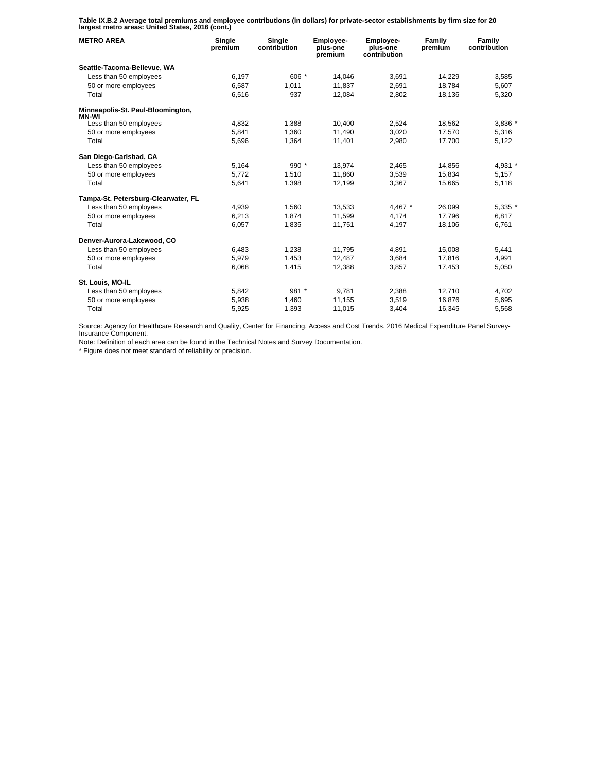**Table IX.B.2 Average total premiums and employee contributions (in dollars) for private-sector establishments by firm size for 20 largest metro areas: United States, 2016 (cont.)**

| METRO AREA | Single premium | Single contribution | Employee-plus-one premium | Employee-plus-one contribution | Family premium | Family contribution |
|---|---|---|---|---|---|---|
| **Seattle-Tacoma-Bellevue, WA** | | | | | | |
| Less than 50 employees | 6,197 | 606 * | 14,046 | 3,691 | 14,229 | 3,585 |
| 50 or more employees | 6,587 | 1,011 | 11,837 | 2,691 | 18,784 | 5,607 |
| Total | 6,516 | 937 | 12,084 | 2,802 | 18,136 | 5,320 |
| **Minneapolis-St. Paul-Bloomington, MN-WI** | | | | | | |
| Less than 50 employees | 4,832 | 1,388 | 10,400 | 2,524 | 18,562 | 3,836 * |
| 50 or more employees | 5,841 | 1,360 | 11,490 | 3,020 | 17,570 | 5,316 |
| Total | 5,696 | 1,364 | 11,401 | 2,980 | 17,700 | 5,122 |
| **San Diego-Carlsbad, CA** | | | | | | |
| Less than 50 employees | 5,164 | 990 * | 13,974 | 2,465 | 14,856 | 4,931 * |
| 50 or more employees | 5,772 | 1,510 | 11,860 | 3,539 | 15,834 | 5,157 |
| Total | 5,641 | 1,398 | 12,199 | 3,367 | 15,665 | 5,118 |
| **Tampa-St. Petersburg-Clearwater, FL** | | | | | | |
| Less than 50 employees | 4,939 | 1,560 | 13,533 | 4,467 * | 26,099 | 5,335 * |
| 50 or more employees | 6,213 | 1,874 | 11,599 | 4,174 | 17,796 | 6,817 |
| Total | 6,057 | 1,835 | 11,751 | 4,197 | 18,106 | 6,761 |
| **Denver-Aurora-Lakewood, CO** | | | | | | |
| Less than 50 employees | 6,483 | 1,238 | 11,795 | 4,891 | 15,008 | 5,441 |
| 50 or more employees | 5,979 | 1,453 | 12,487 | 3,684 | 17,816 | 4,991 |
| Total | 6,068 | 1,415 | 12,388 | 3,857 | 17,453 | 5,050 |
| **St. Louis, MO-IL** | | | | | | |
| Less than 50 employees | 5,842 | 981 * | 9,781 | 2,388 | 12,710 | 4,702 |
| 50 or more employees | 5,938 | 1,460 | 11,155 | 3,519 | 16,876 | 5,695 |
| Total | 5,925 | 1,393 | 11,015 | 3,404 | 16,345 | 5,568 |

Source: Agency for Healthcare Research and Quality, Center for Financing, Access and Cost Trends. 2016 Medical Expenditure Panel Survey-Insurance Component.

Note: Definition of each area can be found in the Technical Notes and Survey Documentation.

* Figure does not meet standard of reliability or precision.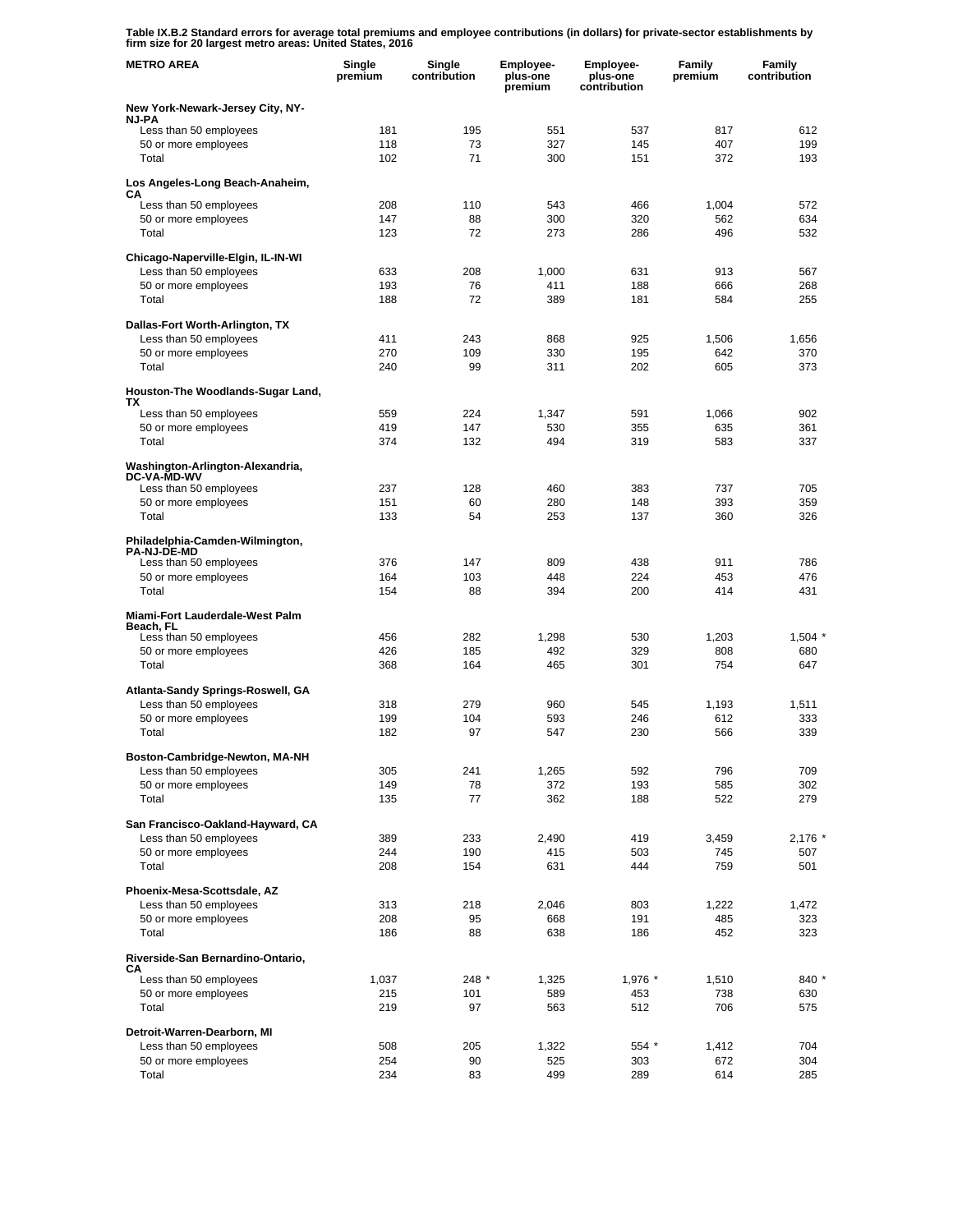**Table IX.B.2 Standard errors for average total premiums and employee contributions (in dollars) for private-sector establishments by firm size for 20 largest metro areas: United States, 2016**

| METRO AREA | Single premium | Single contribution | Employee-plus-one premium | Employee-plus-one contribution | Family premium | Family contribution |
|---|---|---|---|---|---|---|
| **New York-Newark-Jersey City, NY-NJ-PA** | | | | | | |
| Less than 50 employees | 181 | 195 | 551 | 537 | 817 | 612 |
| 50 or more employees | 118 | 73 | 327 | 145 | 407 | 199 |
| Total | 102 | 71 | 300 | 151 | 372 | 193 |
| **Los Angeles-Long Beach-Anaheim, CA** | | | | | | |
| Less than 50 employees | 208 | 110 | 543 | 466 | 1,004 | 572 |
| 50 or more employees | 147 | 88 | 300 | 320 | 562 | 634 |
| Total | 123 | 72 | 273 | 286 | 496 | 532 |
| **Chicago-Naperville-Elgin, IL-IN-WI** | | | | | | |
| Less than 50 employees | 633 | 208 | 1,000 | 631 | 913 | 567 |
| 50 or more employees | 193 | 76 | 411 | 188 | 666 | 268 |
| Total | 188 | 72 | 389 | 181 | 584 | 255 |
| **Dallas-Fort Worth-Arlington, TX** | | | | | | |
| Less than 50 employees | 411 | 243 | 868 | 925 | 1,506 | 1,656 |
| 50 or more employees | 270 | 109 | 330 | 195 | 642 | 370 |
| Total | 240 | 99 | 311 | 202 | 605 | 373 |
| **Houston-The Woodlands-Sugar Land, TX** | | | | | | |
| Less than 50 employees | 559 | 224 | 1,347 | 591 | 1,066 | 902 |
| 50 or more employees | 419 | 147 | 530 | 355 | 635 | 361 |
| Total | 374 | 132 | 494 | 319 | 583 | 337 |
| **Washington-Arlington-Alexandria, DC-VA-MD-WV** | | | | | | |
| Less than 50 employees | 237 | 128 | 460 | 383 | 737 | 705 |
| 50 or more employees | 151 | 60 | 280 | 148 | 393 | 359 |
| Total | 133 | 54 | 253 | 137 | 360 | 326 |
| **Philadelphia-Camden-Wilmington, PA-NJ-DE-MD** | | | | | | |
| Less than 50 employees | 376 | 147 | 809 | 438 | 911 | 786 |
| 50 or more employees | 164 | 103 | 448 | 224 | 453 | 476 |
| Total | 154 | 88 | 394 | 200 | 414 | 431 |
| **Miami-Fort Lauderdale-West Palm Beach, FL** | | | | | | |
| Less than 50 employees | 456 | 282 | 1,298 | 530 | 1,203 | 1,504 * |
| 50 or more employees | 426 | 185 | 492 | 329 | 808 | 680 |
| Total | 368 | 164 | 465 | 301 | 754 | 647 |
| **Atlanta-Sandy Springs-Roswell, GA** | | | | | | |
| Less than 50 employees | 318 | 279 | 960 | 545 | 1,193 | 1,511 |
| 50 or more employees | 199 | 104 | 593 | 246 | 612 | 333 |
| Total | 182 | 97 | 547 | 230 | 566 | 339 |
| **Boston-Cambridge-Newton, MA-NH** | | | | | | |
| Less than 50 employees | 305 | 241 | 1,265 | 592 | 796 | 709 |
| 50 or more employees | 149 | 78 | 372 | 193 | 585 | 302 |
| Total | 135 | 77 | 362 | 188 | 522 | 279 |
| **San Francisco-Oakland-Hayward, CA** | | | | | | |
| Less than 50 employees | 389 | 233 | 2,490 | 419 | 3,459 | 2,176 * |
| 50 or more employees | 244 | 190 | 415 | 503 | 745 | 507 |
| Total | 208 | 154 | 631 | 444 | 759 | 501 |
| **Phoenix-Mesa-Scottsdale, AZ** | | | | | | |
| Less than 50 employees | 313 | 218 | 2,046 | 803 | 1,222 | 1,472 |
| 50 or more employees | 208 | 95 | 668 | 191 | 485 | 323 |
| Total | 186 | 88 | 638 | 186 | 452 | 323 |
| **Riverside-San Bernardino-Ontario, CA** | | | | | | |
| Less than 50 employees | 1,037 | 248 * | 1,325 | 1,976 * | 1,510 | 840 * |
| 50 or more employees | 215 | 101 | 589 | 453 | 738 | 630 |
| Total | 219 | 97 | 563 | 512 | 706 | 575 |
| **Detroit-Warren-Dearborn, MI** | | | | | | |
| Less than 50 employees | 508 | 205 | 1,322 | 554 * | 1,412 | 704 |
| 50 or more employees | 254 | 90 | 525 | 303 | 672 | 304 |
| Total | 234 | 83 | 499 | 289 | 614 | 285 |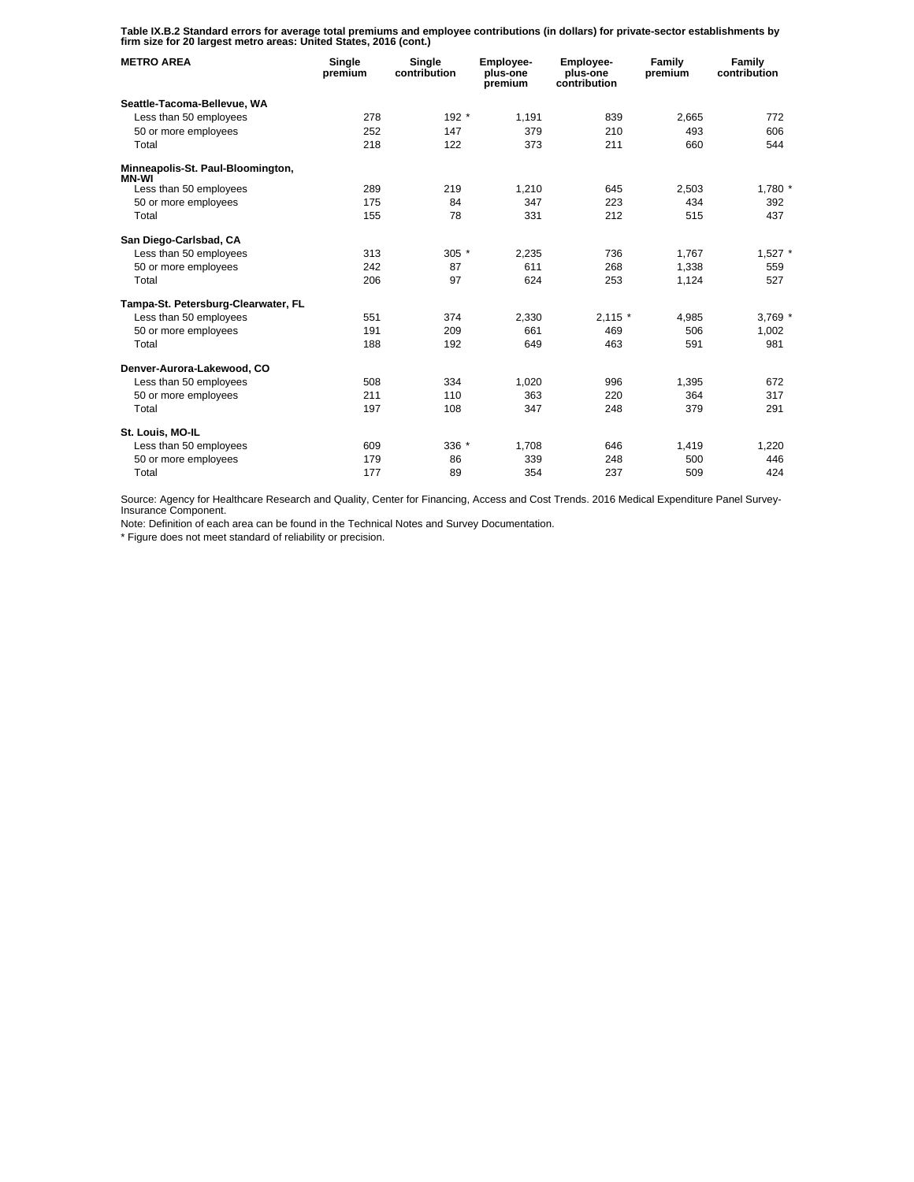**Table IX.B.2 Standard errors for average total premiums and employee contributions (in dollars) for private-sector establishments by firm size for 20 largest metro areas: United States, 2016 (cont.)**

| METRO AREA | Single premium | Single contribution | Employee-plus-one premium | Employee-plus-one contribution | Family premium | Family contribution |
|---|---|---|---|---|---|---|
| **Seattle-Tacoma-Bellevue, WA** | | | | | | |
| Less than 50 employees | 278 | 192 * | 1,191 | 839 | 2,665 | 772 |
| 50 or more employees | 252 | 147 | 379 | 210 | 493 | 606 |
| Total | 218 | 122 | 373 | 211 | 660 | 544 |
| **Minneapolis-St. Paul-Bloomington, MN-WI** | | | | | | |
| Less than 50 employees | 289 | 219 | 1,210 | 645 | 2,503 | 1,780 * |
| 50 or more employees | 175 | 84 | 347 | 223 | 434 | 392 |
| Total | 155 | 78 | 331 | 212 | 515 | 437 |
| **San Diego-Carlsbad, CA** | | | | | | |
| Less than 50 employees | 313 | 305 * | 2,235 | 736 | 1,767 | 1,527 * |
| 50 or more employees | 242 | 87 | 611 | 268 | 1,338 | 559 |
| Total | 206 | 97 | 624 | 253 | 1,124 | 527 |
| **Tampa-St. Petersburg-Clearwater, FL** | | | | | | |
| Less than 50 employees | 551 | 374 | 2,330 | 2,115 * | 4,985 | 3,769 * |
| 50 or more employees | 191 | 209 | 661 | 469 | 506 | 1,002 |
| Total | 188 | 192 | 649 | 463 | 591 | 981 |
| **Denver-Aurora-Lakewood, CO** | | | | | | |
| Less than 50 employees | 508 | 334 | 1,020 | 996 | 1,395 | 672 |
| 50 or more employees | 211 | 110 | 363 | 220 | 364 | 317 |
| Total | 197 | 108 | 347 | 248 | 379 | 291 |
| **St. Louis, MO-IL** | | | | | | |
| Less than 50 employees | 609 | 336 * | 1,708 | 646 | 1,419 | 1,220 |
| 50 or more employees | 179 | 86 | 339 | 248 | 500 | 446 |
| Total | 177 | 89 | 354 | 237 | 509 | 424 |

Source: Agency for Healthcare Research and Quality, Center for Financing, Access and Cost Trends. 2016 Medical Expenditure Panel Survey-Insurance Component.

Note: Definition of each area can be found in the Technical Notes and Survey Documentation.

* Figure does not meet standard of reliability or precision.